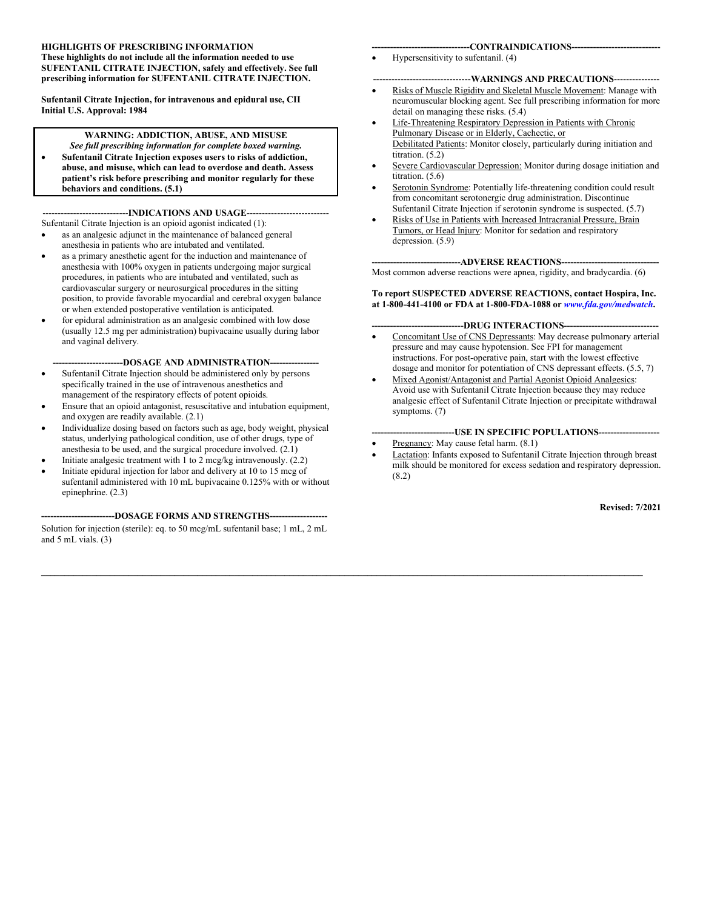**HIGHLIGHTS OF PRESCRIBING INFORMATION**
**These highlights do not include all the information needed to use SUFENTANIL CITRATE INJECTION, safely and effectively. See full prescribing information for SUFENTANIL CITRATE INJECTION.**

**Sufentanil Citrate Injection, for intravenous and epidural use, CII**
**Initial U.S. Approval: 1984**

> **WARNING: ADDICTION, ABUSE, AND MISUSE**
> ***See full prescribing information for complete boxed warning.***
> - **Sufentanil Citrate Injection exposes users to risks of addiction, abuse, and misuse, which can lead to overdose and death. Assess patient's risk before prescribing and monitor regularly for these behaviors and conditions. (5.1)**

## INDICATIONS AND USAGE

Sufentanil Citrate Injection is an opioid agonist indicated (1):

- as an analgesic adjunct in the maintenance of balanced general anesthesia in patients who are intubated and ventilated.
- as a primary anesthetic agent for the induction and maintenance of anesthesia with 100% oxygen in patients undergoing major surgical procedures, in patients who are intubated and ventilated, such as cardiovascular surgery or neurosurgical procedures in the sitting position, to provide favorable myocardial and cerebral oxygen balance or when extended postoperative ventilation is anticipated.
- for epidural administration as an analgesic combined with low dose (usually 12.5 mg per administration) bupivacaine usually during labor and vaginal delivery.

## DOSAGE AND ADMINISTRATION

- Sufentanil Citrate Injection should be administered only by persons specifically trained in the use of intravenous anesthetics and management of the respiratory effects of potent opioids.
- Ensure that an opioid antagonist, resuscitative and intubation equipment, and oxygen are readily available. (2.1)
- Individualize dosing based on factors such as age, body weight, physical status, underlying pathological condition, use of other drugs, type of anesthesia to be used, and the surgical procedure involved. (2.1)
- Initiate analgesic treatment with 1 to 2 mcg/kg intravenously. (2.2)
- Initiate epidural injection for labor and delivery at 10 to 15 mcg of sufentanil administered with 10 mL bupivacaine 0.125% with or without epinephrine. (2.3)

## DOSAGE FORMS AND STRENGTHS

Solution for injection (sterile): eq. to 50 mcg/mL sufentanil base; 1 mL, 2 mL and 5 mL vials. (3)

## CONTRAINDICATIONS

- Hypersensitivity to sufentanil. (4)

## WARNINGS AND PRECAUTIONS

- Risks of Muscle Rigidity and Skeletal Muscle Movement: Manage with neuromuscular blocking agent. See full prescribing information for more detail on managing these risks. (5.4)
- Life-Threatening Respiratory Depression in Patients with Chronic Pulmonary Disease or in Elderly, Cachectic, or Debilitated Patients: Monitor closely, particularly during initiation and titration. (5.2)
- Severe Cardiovascular Depression: Monitor during dosage initiation and titration. (5.6)
- Serotonin Syndrome: Potentially life-threatening condition could result from concomitant serotonergic drug administration. Discontinue Sufentanil Citrate Injection if serotonin syndrome is suspected. (5.7)
- Risks of Use in Patients with Increased Intracranial Pressure, Brain Tumors, or Head Injury: Monitor for sedation and respiratory depression. (5.9)

## ADVERSE REACTIONS

Most common adverse reactions were apnea, rigidity, and bradycardia. (6)

**To report SUSPECTED ADVERSE REACTIONS, contact Hospira, Inc. at 1-800-441-4100 or FDA at 1-800-FDA-1088 or *www.fda.gov/medwatch*.**

## DRUG INTERACTIONS

- Concomitant Use of CNS Depressants: May decrease pulmonary arterial pressure and may cause hypotension. See FPI for management instructions. For post-operative pain, start with the lowest effective dosage and monitor for potentiation of CNS depressant effects. (5.5, 7)
- Mixed Agonist/Antagonist and Partial Agonist Opioid Analgesics: Avoid use with Sufentanil Citrate Injection because they may reduce analgesic effect of Sufentanil Citrate Injection or precipitate withdrawal symptoms. (7)

## USE IN SPECIFIC POPULATIONS

- Pregnancy: May cause fetal harm. (8.1)
- Lactation: Infants exposed to Sufentanil Citrate Injection through breast milk should be monitored for excess sedation and respiratory depression. (8.2)

**Revised: 7/2021**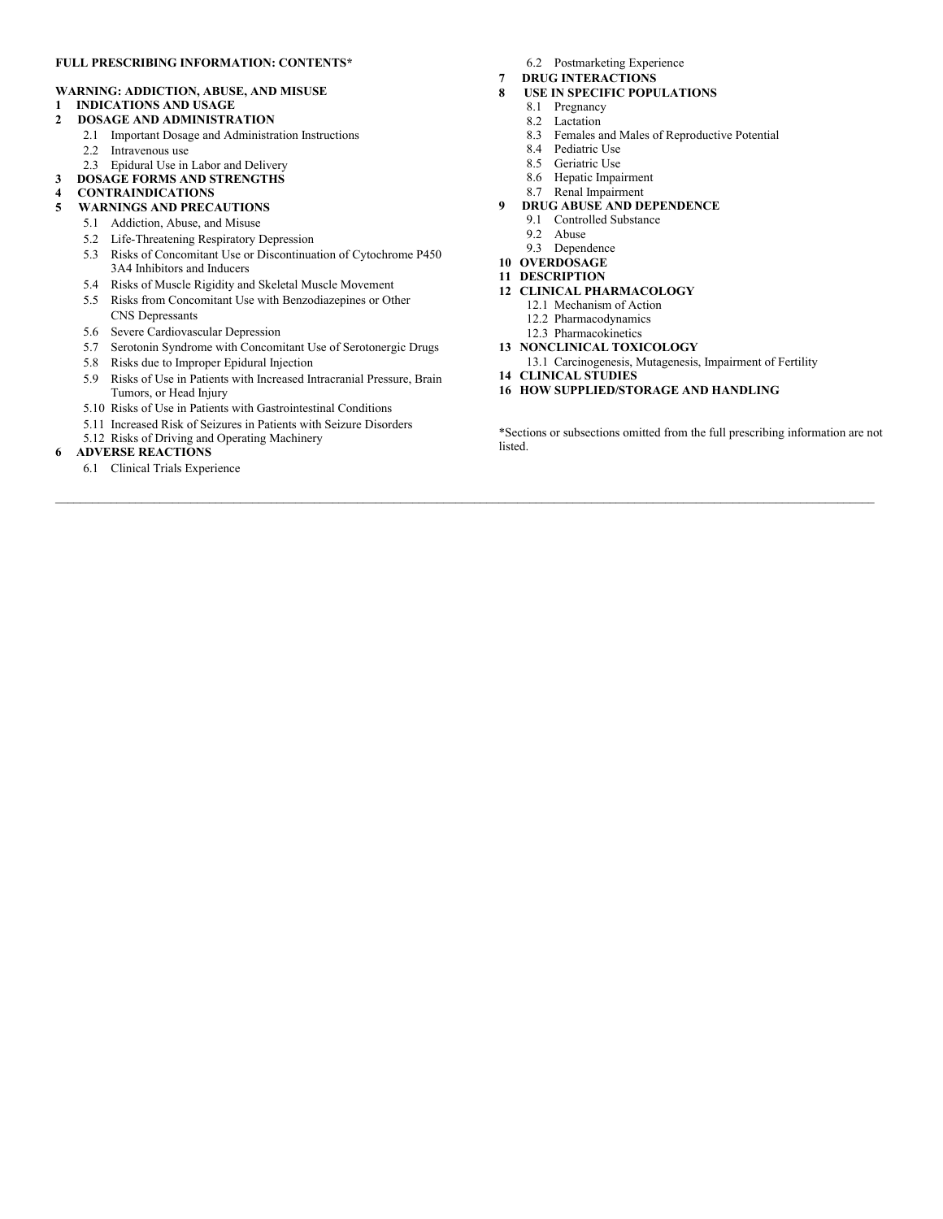**FULL PRESCRIBING INFORMATION: CONTENTS***

**WARNING: ADDICTION, ABUSE, AND MISUSE**

**1 INDICATIONS AND USAGE**

**2 DOSAGE AND ADMINISTRATION**

- 2.1 Important Dosage and Administration Instructions
- 2.2 Intravenous use
- 2.3 Epidural Use in Labor and Delivery

**3 DOSAGE FORMS AND STRENGTHS**

**4 CONTRAINDICATIONS**

**5 WARNINGS AND PRECAUTIONS**

- 5.1 Addiction, Abuse, and Misuse
- 5.2 Life-Threatening Respiratory Depression
- 5.3 Risks of Concomitant Use or Discontinuation of Cytochrome P450 3A4 Inhibitors and Inducers
- 5.4 Risks of Muscle Rigidity and Skeletal Muscle Movement
- 5.5 Risks from Concomitant Use with Benzodiazepines or Other CNS Depressants
- 5.6 Severe Cardiovascular Depression
- 5.7 Serotonin Syndrome with Concomitant Use of Serotonergic Drugs
- 5.8 Risks due to Improper Epidural Injection
- 5.9 Risks of Use in Patients with Increased Intracranial Pressure, Brain Tumors, or Head Injury
- 5.10 Risks of Use in Patients with Gastrointestinal Conditions
- 5.11 Increased Risk of Seizures in Patients with Seizure Disorders
- 5.12 Risks of Driving and Operating Machinery

**6 ADVERSE REACTIONS**

- 6.1 Clinical Trials Experience
- 6.2 Postmarketing Experience

**7 DRUG INTERACTIONS**

**8 USE IN SPECIFIC POPULATIONS**

- 8.1 Pregnancy
- 8.2 Lactation
- 8.3 Females and Males of Reproductive Potential
- 8.4 Pediatric Use
- 8.5 Geriatric Use
- 8.6 Hepatic Impairment
- 8.7 Renal Impairment

**9 DRUG ABUSE AND DEPENDENCE**

- 9.1 Controlled Substance
- 9.2 Abuse
- 9.3 Dependence

**10 OVERDOSAGE**

**11 DESCRIPTION**

**12 CLINICAL PHARMACOLOGY**

- 12.1 Mechanism of Action
- 12.2 Pharmacodynamics
- 12.3 Pharmacokinetics

**13 NONCLINICAL TOXICOLOGY**

- 13.1 Carcinogenesis, Mutagenesis, Impairment of Fertility

**14 CLINICAL STUDIES**

**16 HOW SUPPLIED/STORAGE AND HANDLING**

*Sections or subsections omitted from the full prescribing information are not listed.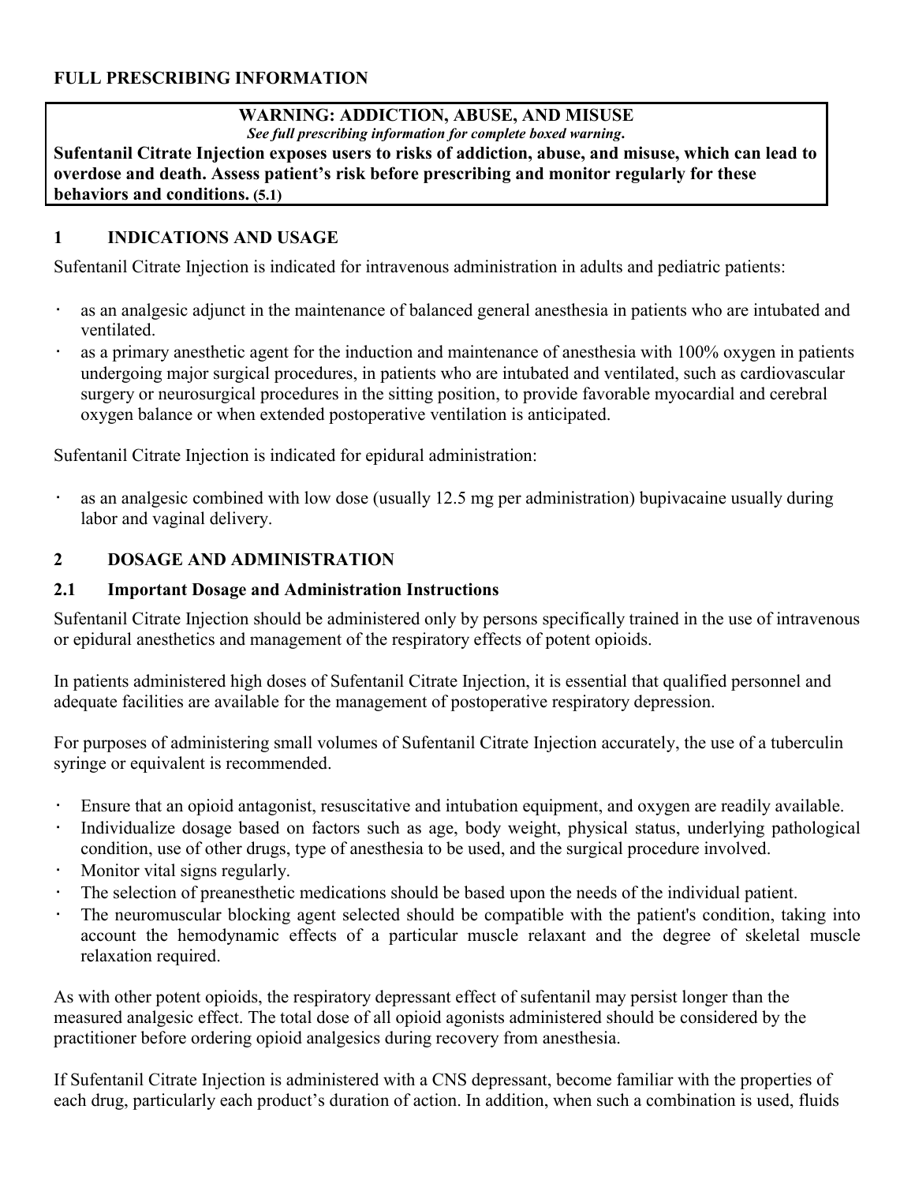# FULL PRESCRIBING INFORMATION

> **WARNING: ADDICTION, ABUSE, AND MISUSE**
>
> ***See full prescribing information for complete boxed warning.***
>
> **Sufentanil Citrate Injection exposes users to risks of addiction, abuse, and misuse, which can lead to overdose and death. Assess patient's risk before prescribing and monitor regularly for these behaviors and conditions. (5.1)**

## 1 INDICATIONS AND USAGE

Sufentanil Citrate Injection is indicated for intravenous administration in adults and pediatric patients:

- as an analgesic adjunct in the maintenance of balanced general anesthesia in patients who are intubated and ventilated.
- as a primary anesthetic agent for the induction and maintenance of anesthesia with 100% oxygen in patients undergoing major surgical procedures, in patients who are intubated and ventilated, such as cardiovascular surgery or neurosurgical procedures in the sitting position, to provide favorable myocardial and cerebral oxygen balance or when extended postoperative ventilation is anticipated.

Sufentanil Citrate Injection is indicated for epidural administration:

- as an analgesic combined with low dose (usually 12.5 mg per administration) bupivacaine usually during labor and vaginal delivery.

## 2 DOSAGE AND ADMINISTRATION

### 2.1 Important Dosage and Administration Instructions

Sufentanil Citrate Injection should be administered only by persons specifically trained in the use of intravenous or epidural anesthetics and management of the respiratory effects of potent opioids.

In patients administered high doses of Sufentanil Citrate Injection, it is essential that qualified personnel and adequate facilities are available for the management of postoperative respiratory depression.

For purposes of administering small volumes of Sufentanil Citrate Injection accurately, the use of a tuberculin syringe or equivalent is recommended.

- Ensure that an opioid antagonist, resuscitative and intubation equipment, and oxygen are readily available.
- Individualize dosage based on factors such as age, body weight, physical status, underlying pathological condition, use of other drugs, type of anesthesia to be used, and the surgical procedure involved.
- Monitor vital signs regularly.
- The selection of preanesthetic medications should be based upon the needs of the individual patient.
- The neuromuscular blocking agent selected should be compatible with the patient's condition, taking into account the hemodynamic effects of a particular muscle relaxant and the degree of skeletal muscle relaxation required.

As with other potent opioids, the respiratory depressant effect of sufentanil may persist longer than the measured analgesic effect. The total dose of all opioid agonists administered should be considered by the practitioner before ordering opioid analgesics during recovery from anesthesia.

If Sufentanil Citrate Injection is administered with a CNS depressant, become familiar with the properties of each drug, particularly each product's duration of action. In addition, when such a combination is used, fluids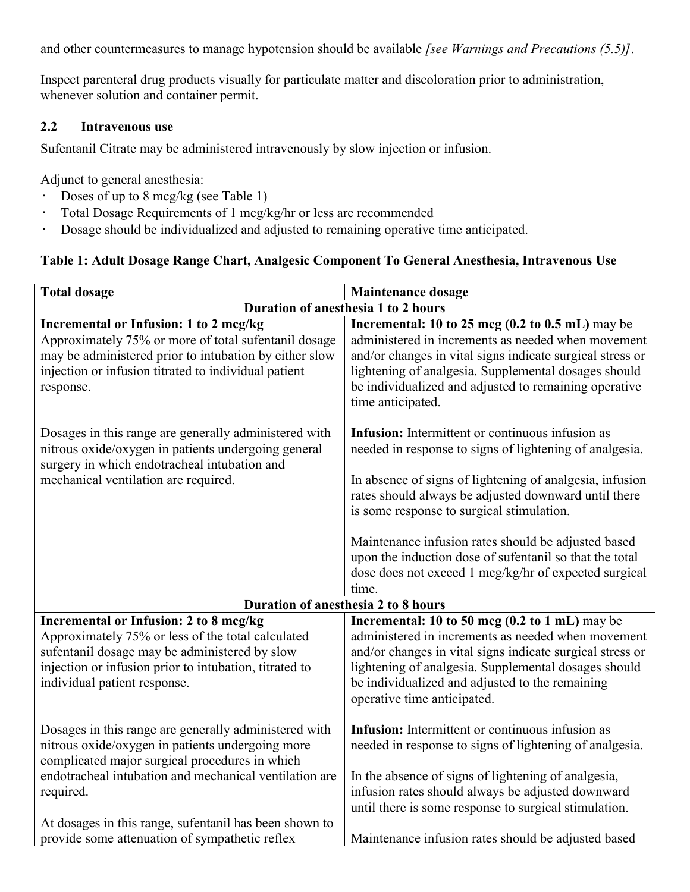and other countermeasures to manage hypotension should be available *[see Warnings and Precautions (5.5)]*.

Inspect parenteral drug products visually for particulate matter and discoloration prior to administration, whenever solution and container permit.

### 2.2 Intravenous use

Sufentanil Citrate may be administered intravenously by slow injection or infusion.

Adjunct to general anesthesia:

- Doses of up to 8 mcg/kg (see Table 1)
- Total Dosage Requirements of 1 mcg/kg/hr or less are recommended
- Dosage should be individualized and adjusted to remaining operative time anticipated.

**Table 1: Adult Dosage Range Chart, Analgesic Component To General Anesthesia, Intravenous Use**

| Total dosage | Maintenance dosage |
|---|---|
| **Duration of anesthesia 1 to 2 hours** | |
| **Incremental or Infusion: 1 to 2 mcg/kg** Approximately 75% or more of total sufentanil dosage may be administered prior to intubation by either slow injection or infusion titrated to individual patient response. <br><br> Dosages in this range are generally administered with nitrous oxide/oxygen in patients undergoing general surgery in which endotracheal intubation and mechanical ventilation are required. | **Incremental: 10 to 25 mcg (0.2 to 0.5 mL)** may be administered in increments as needed when movement and/or changes in vital signs indicate surgical stress or lightening of analgesia. Supplemental dosages should be individualized and adjusted to remaining operative time anticipated. <br><br> **Infusion:** Intermittent or continuous infusion as needed in response to signs of lightening of analgesia. <br><br> In absence of signs of lightening of analgesia, infusion rates should always be adjusted downward until there is some response to surgical stimulation. <br><br> Maintenance infusion rates should be adjusted based upon the induction dose of sufentanil so that the total dose does not exceed 1 mcg/kg/hr of expected surgical time. |
| **Duration of anesthesia 2 to 8 hours** | |
| **Incremental or Infusion: 2 to 8 mcg/kg** Approximately 75% or less of the total calculated sufentanil dosage may be administered by slow injection or infusion prior to intubation, titrated to individual patient response. <br><br> Dosages in this range are generally administered with nitrous oxide/oxygen in patients undergoing more complicated major surgical procedures in which endotracheal intubation and mechanical ventilation are required. <br><br> At dosages in this range, sufentanil has been shown to provide some attenuation of sympathetic reflex | **Incremental: 10 to 50 mcg (0.2 to 1 mL)** may be administered in increments as needed when movement and/or changes in vital signs indicate surgical stress or lightening of analgesia. Supplemental dosages should be individualized and adjusted to the remaining operative time anticipated. <br><br> **Infusion:** Intermittent or continuous infusion as needed in response to signs of lightening of analgesia. <br><br> In the absence of signs of lightening of analgesia, infusion rates should always be adjusted downward until there is some response to surgical stimulation. <br><br> Maintenance infusion rates should be adjusted based |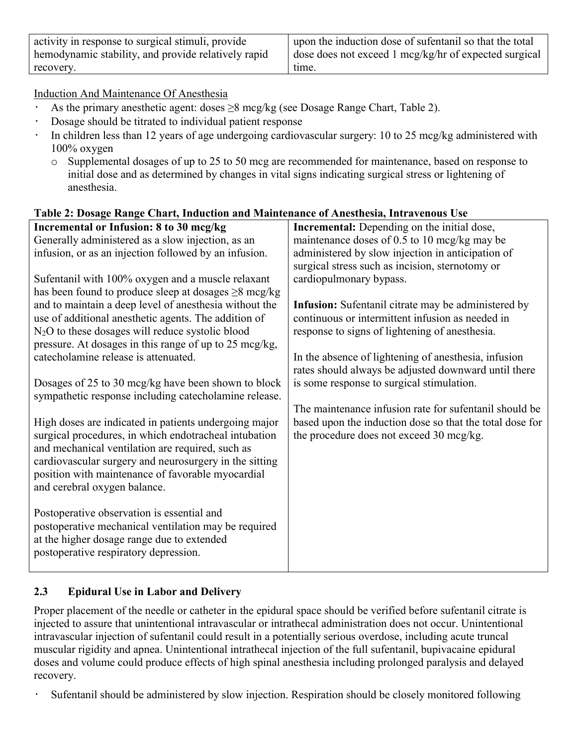| activity in response to surgical stimuli, provide hemodynamic stability, and provide relatively rapid recovery. | upon the induction dose of sufentanil so that the total dose does not exceed 1 mcg/kg/hr of expected surgical time. |
|---|---|

Induction And Maintenance Of Anesthesia

- As the primary anesthetic agent: doses ≥8 mcg/kg (see Dosage Range Chart, Table 2).
- Dosage should be titrated to individual patient response
- In children less than 12 years of age undergoing cardiovascular surgery: 10 to 25 mcg/kg administered with 100% oxygen
  - Supplemental dosages of up to 25 to 50 mcg are recommended for maintenance, based on response to initial dose and as determined by changes in vital signs indicating surgical stress or lightening of anesthesia.

**Table 2: Dosage Range Chart, Induction and Maintenance of Anesthesia, Intravenous Use**

| **Incremental or Infusion: 8 to 30 mcg/kg** | **Incremental:** Depending on the initial dose, maintenance doses of 0.5 to 10 mcg/kg may be administered by slow injection in anticipation of surgical stress such as incision, sternotomy or cardiopulmonary bypass. |
|---|---|
| Generally administered as a slow injection, as an infusion, or as an injection followed by an infusion.<br><br>Sufentanil with 100% oxygen and a muscle relaxant has been found to produce sleep at dosages ≥8 mcg/kg and to maintain a deep level of anesthesia without the use of additional anesthetic agents. The addition of $N_2O$ to these dosages will reduce systolic blood pressure. At dosages in this range of up to 25 mcg/kg, catecholamine release is attenuated.<br><br>Dosages of 25 to 30 mcg/kg have been shown to block sympathetic response including catecholamine release.<br><br>High doses are indicated in patients undergoing major surgical procedures, in which endotracheal intubation and mechanical ventilation are required, such as cardiovascular surgery and neurosurgery in the sitting position with maintenance of favorable myocardial and cerebral oxygen balance.<br><br>Postoperative observation is essential and postoperative mechanical ventilation may be required at the higher dosage range due to extended postoperative respiratory depression. | **Infusion:** Sufentanil citrate may be administered by continuous or intermittent infusion as needed in response to signs of lightening of anesthesia.<br><br>In the absence of lightening of anesthesia, infusion rates should always be adjusted downward until there is some response to surgical stimulation.<br><br>The maintenance infusion rate for sufentanil should be based upon the induction dose so that the total dose for the procedure does not exceed 30 mcg/kg. |

## 2.3 Epidural Use in Labor and Delivery

Proper placement of the needle or catheter in the epidural space should be verified before sufentanil citrate is injected to assure that unintentional intravascular or intrathecal administration does not occur. Unintentional intravascular injection of sufentanil could result in a potentially serious overdose, including acute truncal muscular rigidity and apnea. Unintentional intrathecal injection of the full sufentanil, bupivacaine epidural doses and volume could produce effects of high spinal anesthesia including prolonged paralysis and delayed recovery.

- Sufentanil should be administered by slow injection. Respiration should be closely monitored following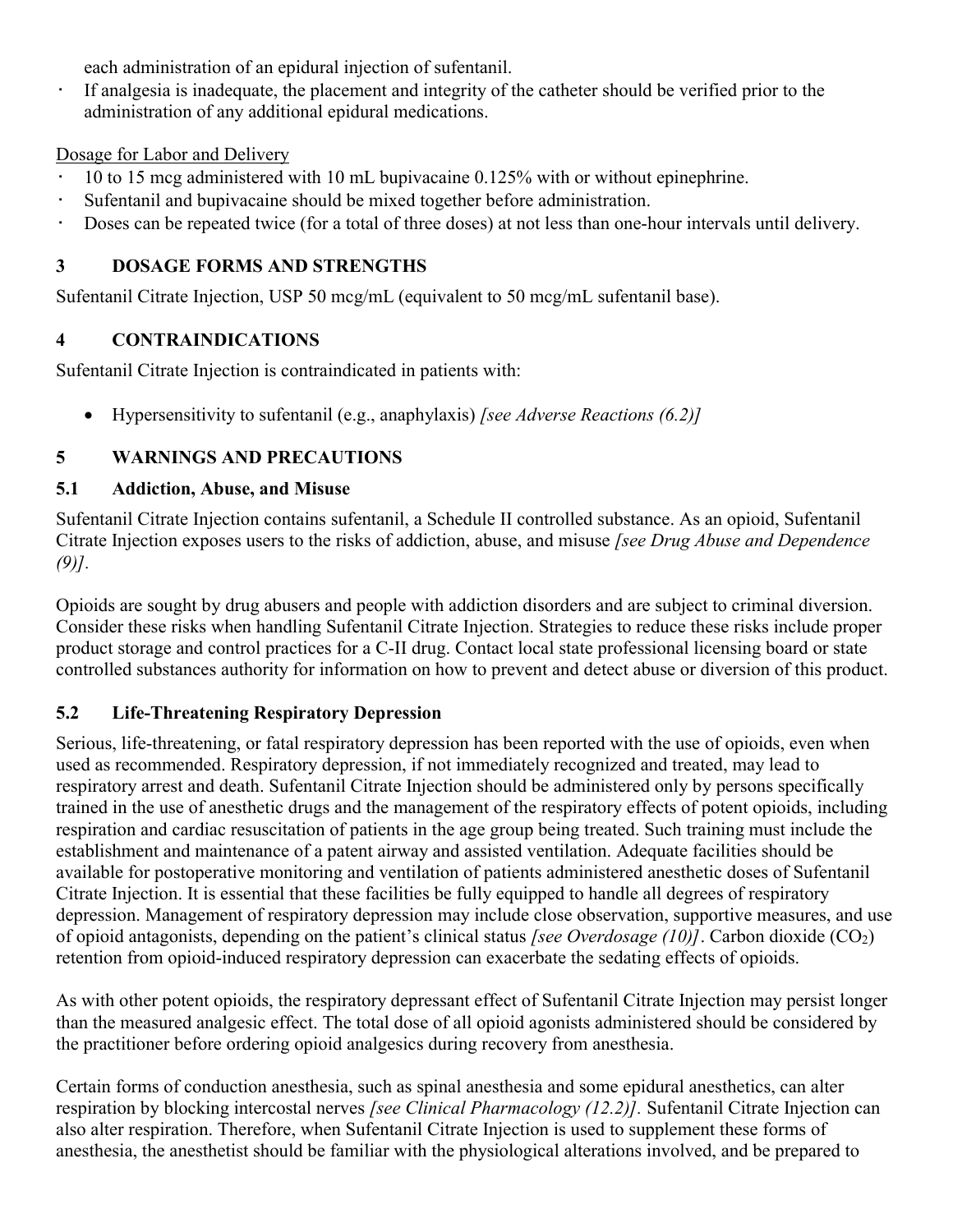each administration of an epidural injection of sufentanil.

- If analgesia is inadequate, the placement and integrity of the catheter should be verified prior to the administration of any additional epidural medications.

Dosage for Labor and Delivery

- 10 to 15 mcg administered with 10 mL bupivacaine 0.125% with or without epinephrine.
- Sufentanil and bupivacaine should be mixed together before administration.
- Doses can be repeated twice (for a total of three doses) at not less than one-hour intervals until delivery.

## 3 DOSAGE FORMS AND STRENGTHS

Sufentanil Citrate Injection, USP 50 mcg/mL (equivalent to 50 mcg/mL sufentanil base).

## 4 CONTRAINDICATIONS

Sufentanil Citrate Injection is contraindicated in patients with:

- Hypersensitivity to sufentanil (e.g., anaphylaxis) *[see Adverse Reactions (6.2)]*

## 5 WARNINGS AND PRECAUTIONS

### 5.1 Addiction, Abuse, and Misuse

Sufentanil Citrate Injection contains sufentanil, a Schedule II controlled substance. As an opioid, Sufentanil Citrate Injection exposes users to the risks of addiction, abuse, and misuse *[see Drug Abuse and Dependence (9)]*.

Opioids are sought by drug abusers and people with addiction disorders and are subject to criminal diversion. Consider these risks when handling Sufentanil Citrate Injection. Strategies to reduce these risks include proper product storage and control practices for a C-II drug. Contact local state professional licensing board or state controlled substances authority for information on how to prevent and detect abuse or diversion of this product.

### 5.2 Life-Threatening Respiratory Depression

Serious, life-threatening, or fatal respiratory depression has been reported with the use of opioids, even when used as recommended. Respiratory depression, if not immediately recognized and treated, may lead to respiratory arrest and death. Sufentanil Citrate Injection should be administered only by persons specifically trained in the use of anesthetic drugs and the management of the respiratory effects of potent opioids, including respiration and cardiac resuscitation of patients in the age group being treated. Such training must include the establishment and maintenance of a patent airway and assisted ventilation. Adequate facilities should be available for postoperative monitoring and ventilation of patients administered anesthetic doses of Sufentanil Citrate Injection. It is essential that these facilities be fully equipped to handle all degrees of respiratory depression. Management of respiratory depression may include close observation, supportive measures, and use of opioid antagonists, depending on the patient's clinical status *[see Overdosage (10)]*. Carbon dioxide ($CO_2$) retention from opioid-induced respiratory depression can exacerbate the sedating effects of opioids.

As with other potent opioids, the respiratory depressant effect of Sufentanil Citrate Injection may persist longer than the measured analgesic effect. The total dose of all opioid agonists administered should be considered by the practitioner before ordering opioid analgesics during recovery from anesthesia.

Certain forms of conduction anesthesia, such as spinal anesthesia and some epidural anesthetics, can alter respiration by blocking intercostal nerves *[see Clinical Pharmacology (12.2)]*. Sufentanil Citrate Injection can also alter respiration. Therefore, when Sufentanil Citrate Injection is used to supplement these forms of anesthesia, the anesthetist should be familiar with the physiological alterations involved, and be prepared to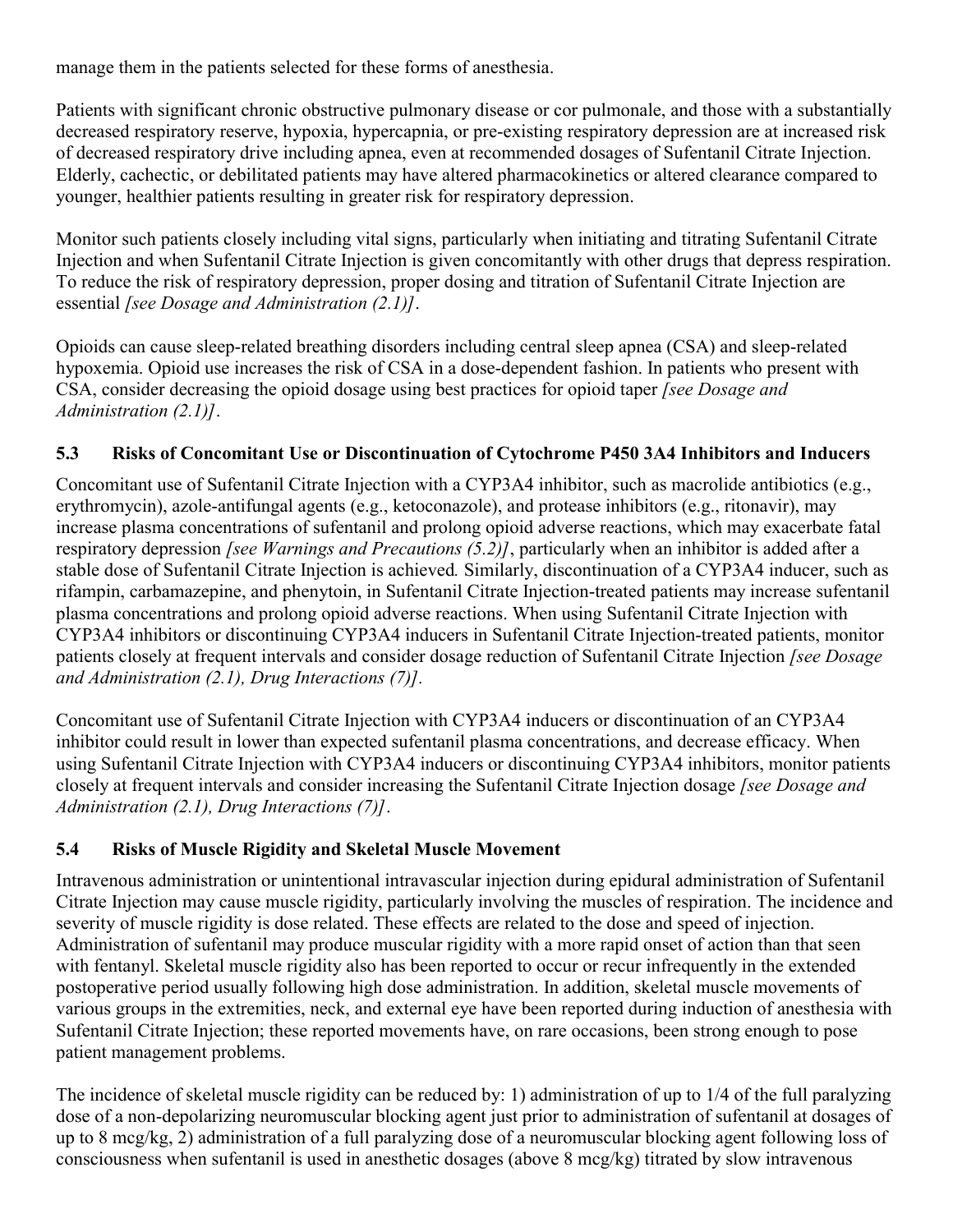manage them in the patients selected for these forms of anesthesia.

Patients with significant chronic obstructive pulmonary disease or cor pulmonale, and those with a substantially decreased respiratory reserve, hypoxia, hypercapnia, or pre-existing respiratory depression are at increased risk of decreased respiratory drive including apnea, even at recommended dosages of Sufentanil Citrate Injection. Elderly, cachectic, or debilitated patients may have altered pharmacokinetics or altered clearance compared to younger, healthier patients resulting in greater risk for respiratory depression.

Monitor such patients closely including vital signs, particularly when initiating and titrating Sufentanil Citrate Injection and when Sufentanil Citrate Injection is given concomitantly with other drugs that depress respiration. To reduce the risk of respiratory depression, proper dosing and titration of Sufentanil Citrate Injection are essential *[see Dosage and Administration (2.1)]*.

Opioids can cause sleep-related breathing disorders including central sleep apnea (CSA) and sleep-related hypoxemia. Opioid use increases the risk of CSA in a dose-dependent fashion. In patients who present with CSA, consider decreasing the opioid dosage using best practices for opioid taper *[see Dosage and Administration (2.1)]*.

### 5.3 Risks of Concomitant Use or Discontinuation of Cytochrome P450 3A4 Inhibitors and Inducers

Concomitant use of Sufentanil Citrate Injection with a CYP3A4 inhibitor, such as macrolide antibiotics (e.g., erythromycin), azole-antifungal agents (e.g., ketoconazole), and protease inhibitors (e.g., ritonavir), may increase plasma concentrations of sufentanil and prolong opioid adverse reactions, which may exacerbate fatal respiratory depression *[see Warnings and Precautions (5.2)]*, particularly when an inhibitor is added after a stable dose of Sufentanil Citrate Injection is achieved. Similarly, discontinuation of a CYP3A4 inducer, such as rifampin, carbamazepine, and phenytoin, in Sufentanil Citrate Injection-treated patients may increase sufentanil plasma concentrations and prolong opioid adverse reactions. When using Sufentanil Citrate Injection with CYP3A4 inhibitors or discontinuing CYP3A4 inducers in Sufentanil Citrate Injection-treated patients, monitor patients closely at frequent intervals and consider dosage reduction of Sufentanil Citrate Injection *[see Dosage and Administration (2.1), Drug Interactions (7)]*.

Concomitant use of Sufentanil Citrate Injection with CYP3A4 inducers or discontinuation of an CYP3A4 inhibitor could result in lower than expected sufentanil plasma concentrations, and decrease efficacy. When using Sufentanil Citrate Injection with CYP3A4 inducers or discontinuing CYP3A4 inhibitors, monitor patients closely at frequent intervals and consider increasing the Sufentanil Citrate Injection dosage *[see Dosage and Administration (2.1), Drug Interactions (7)]*.

### 5.4 Risks of Muscle Rigidity and Skeletal Muscle Movement

Intravenous administration or unintentional intravascular injection during epidural administration of Sufentanil Citrate Injection may cause muscle rigidity, particularly involving the muscles of respiration. The incidence and severity of muscle rigidity is dose related. These effects are related to the dose and speed of injection. Administration of sufentanil may produce muscular rigidity with a more rapid onset of action than that seen with fentanyl. Skeletal muscle rigidity also has been reported to occur or recur infrequently in the extended postoperative period usually following high dose administration. In addition, skeletal muscle movements of various groups in the extremities, neck, and external eye have been reported during induction of anesthesia with Sufentanil Citrate Injection; these reported movements have, on rare occasions, been strong enough to pose patient management problems.

The incidence of skeletal muscle rigidity can be reduced by: 1) administration of up to 1/4 of the full paralyzing dose of a non-depolarizing neuromuscular blocking agent just prior to administration of sufentanil at dosages of up to 8 mcg/kg, 2) administration of a full paralyzing dose of a neuromuscular blocking agent following loss of consciousness when sufentanil is used in anesthetic dosages (above 8 mcg/kg) titrated by slow intravenous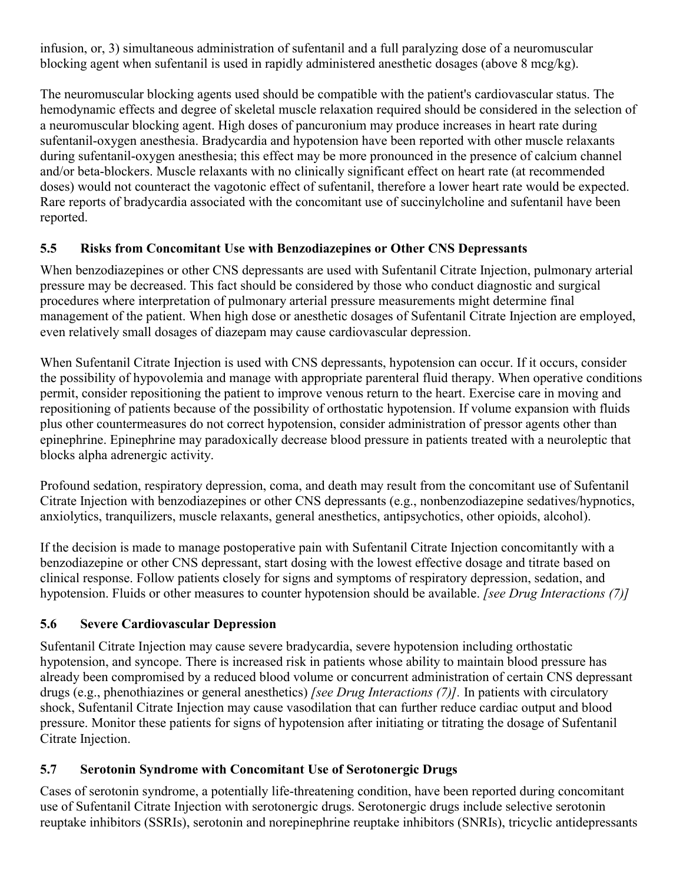infusion, or, 3) simultaneous administration of sufentanil and a full paralyzing dose of a neuromuscular blocking agent when sufentanil is used in rapidly administered anesthetic dosages (above 8 mcg/kg).

The neuromuscular blocking agents used should be compatible with the patient's cardiovascular status. The hemodynamic effects and degree of skeletal muscle relaxation required should be considered in the selection of a neuromuscular blocking agent. High doses of pancuronium may produce increases in heart rate during sufentanil-oxygen anesthesia. Bradycardia and hypotension have been reported with other muscle relaxants during sufentanil-oxygen anesthesia; this effect may be more pronounced in the presence of calcium channel and/or beta-blockers. Muscle relaxants with no clinically significant effect on heart rate (at recommended doses) would not counteract the vagotonic effect of sufentanil, therefore a lower heart rate would be expected. Rare reports of bradycardia associated with the concomitant use of succinylcholine and sufentanil have been reported.

### 5.5 Risks from Concomitant Use with Benzodiazepines or Other CNS Depressants

When benzodiazepines or other CNS depressants are used with Sufentanil Citrate Injection, pulmonary arterial pressure may be decreased. This fact should be considered by those who conduct diagnostic and surgical procedures where interpretation of pulmonary arterial pressure measurements might determine final management of the patient. When high dose or anesthetic dosages of Sufentanil Citrate Injection are employed, even relatively small dosages of diazepam may cause cardiovascular depression.

When Sufentanil Citrate Injection is used with CNS depressants, hypotension can occur. If it occurs, consider the possibility of hypovolemia and manage with appropriate parenteral fluid therapy. When operative conditions permit, consider repositioning the patient to improve venous return to the heart. Exercise care in moving and repositioning of patients because of the possibility of orthostatic hypotension. If volume expansion with fluids plus other countermeasures do not correct hypotension, consider administration of pressor agents other than epinephrine. Epinephrine may paradoxically decrease blood pressure in patients treated with a neuroleptic that blocks alpha adrenergic activity.

Profound sedation, respiratory depression, coma, and death may result from the concomitant use of Sufentanil Citrate Injection with benzodiazepines or other CNS depressants (e.g., nonbenzodiazepine sedatives/hypnotics, anxiolytics, tranquilizers, muscle relaxants, general anesthetics, antipsychotics, other opioids, alcohol).

If the decision is made to manage postoperative pain with Sufentanil Citrate Injection concomitantly with a benzodiazepine or other CNS depressant, start dosing with the lowest effective dosage and titrate based on clinical response. Follow patients closely for signs and symptoms of respiratory depression, sedation, and hypotension. Fluids or other measures to counter hypotension should be available. *[see Drug Interactions (7)]*

### 5.6 Severe Cardiovascular Depression

Sufentanil Citrate Injection may cause severe bradycardia, severe hypotension including orthostatic hypotension, and syncope. There is increased risk in patients whose ability to maintain blood pressure has already been compromised by a reduced blood volume or concurrent administration of certain CNS depressant drugs (e.g., phenothiazines or general anesthetics) *[see Drug Interactions (7)].* In patients with circulatory shock, Sufentanil Citrate Injection may cause vasodilation that can further reduce cardiac output and blood pressure. Monitor these patients for signs of hypotension after initiating or titrating the dosage of Sufentanil Citrate Injection.

### 5.7 Serotonin Syndrome with Concomitant Use of Serotonergic Drugs

Cases of serotonin syndrome, a potentially life-threatening condition, have been reported during concomitant use of Sufentanil Citrate Injection with serotonergic drugs. Serotonergic drugs include selective serotonin reuptake inhibitors (SSRIs), serotonin and norepinephrine reuptake inhibitors (SNRIs), tricyclic antidepressants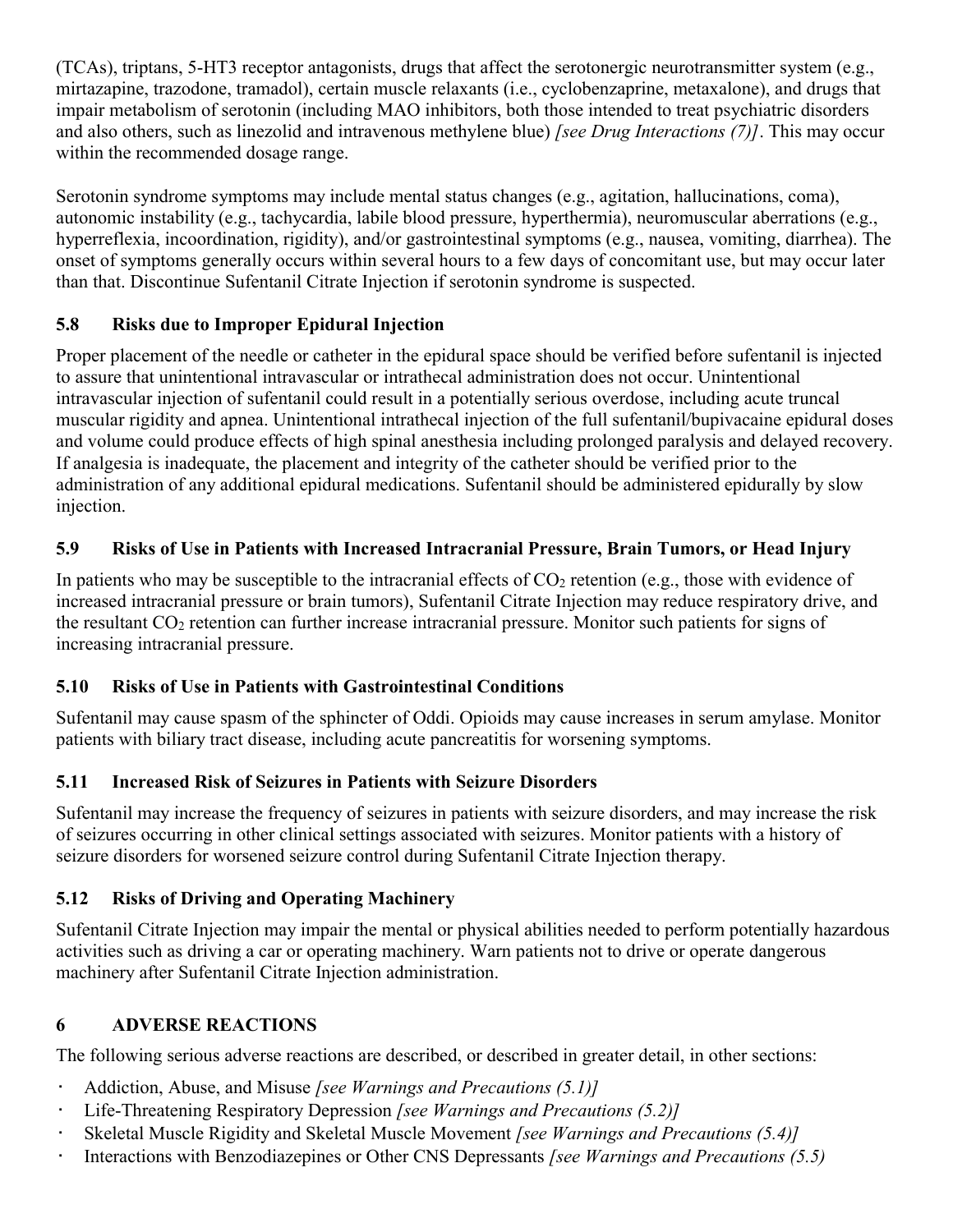(TCAs), triptans, 5-HT3 receptor antagonists, drugs that affect the serotonergic neurotransmitter system (e.g., mirtazapine, trazodone, tramadol), certain muscle relaxants (i.e., cyclobenzaprine, metaxalone), and drugs that impair metabolism of serotonin (including MAO inhibitors, both those intended to treat psychiatric disorders and also others, such as linezolid and intravenous methylene blue) *[see Drug Interactions (7)]*. This may occur within the recommended dosage range.

Serotonin syndrome symptoms may include mental status changes (e.g., agitation, hallucinations, coma), autonomic instability (e.g., tachycardia, labile blood pressure, hyperthermia), neuromuscular aberrations (e.g., hyperreflexia, incoordination, rigidity), and/or gastrointestinal symptoms (e.g., nausea, vomiting, diarrhea). The onset of symptoms generally occurs within several hours to a few days of concomitant use, but may occur later than that. Discontinue Sufentanil Citrate Injection if serotonin syndrome is suspected.

### 5.8 Risks due to Improper Epidural Injection

Proper placement of the needle or catheter in the epidural space should be verified before sufentanil is injected to assure that unintentional intravascular or intrathecal administration does not occur. Unintentional intravascular injection of sufentanil could result in a potentially serious overdose, including acute truncal muscular rigidity and apnea. Unintentional intrathecal injection of the full sufentanil/bupivacaine epidural doses and volume could produce effects of high spinal anesthesia including prolonged paralysis and delayed recovery. If analgesia is inadequate, the placement and integrity of the catheter should be verified prior to the administration of any additional epidural medications. Sufentanil should be administered epidurally by slow injection.

### 5.9 Risks of Use in Patients with Increased Intracranial Pressure, Brain Tumors, or Head Injury

In patients who may be susceptible to the intracranial effects of $CO_2$ retention (e.g., those with evidence of increased intracranial pressure or brain tumors), Sufentanil Citrate Injection may reduce respiratory drive, and the resultant $CO_2$ retention can further increase intracranial pressure. Monitor such patients for signs of increasing intracranial pressure.

### 5.10 Risks of Use in Patients with Gastrointestinal Conditions

Sufentanil may cause spasm of the sphincter of Oddi. Opioids may cause increases in serum amylase. Monitor patients with biliary tract disease, including acute pancreatitis for worsening symptoms.

### 5.11 Increased Risk of Seizures in Patients with Seizure Disorders

Sufentanil may increase the frequency of seizures in patients with seizure disorders, and may increase the risk of seizures occurring in other clinical settings associated with seizures. Monitor patients with a history of seizure disorders for worsened seizure control during Sufentanil Citrate Injection therapy.

### 5.12 Risks of Driving and Operating Machinery

Sufentanil Citrate Injection may impair the mental or physical abilities needed to perform potentially hazardous activities such as driving a car or operating machinery. Warn patients not to drive or operate dangerous machinery after Sufentanil Citrate Injection administration.

## 6 ADVERSE REACTIONS

The following serious adverse reactions are described, or described in greater detail, in other sections:

- Addiction, Abuse, and Misuse *[see Warnings and Precautions (5.1)]*
- Life-Threatening Respiratory Depression *[see Warnings and Precautions (5.2)]*
- Skeletal Muscle Rigidity and Skeletal Muscle Movement *[see Warnings and Precautions (5.4)]*
- Interactions with Benzodiazepines or Other CNS Depressants *[see Warnings and Precautions (5.5)*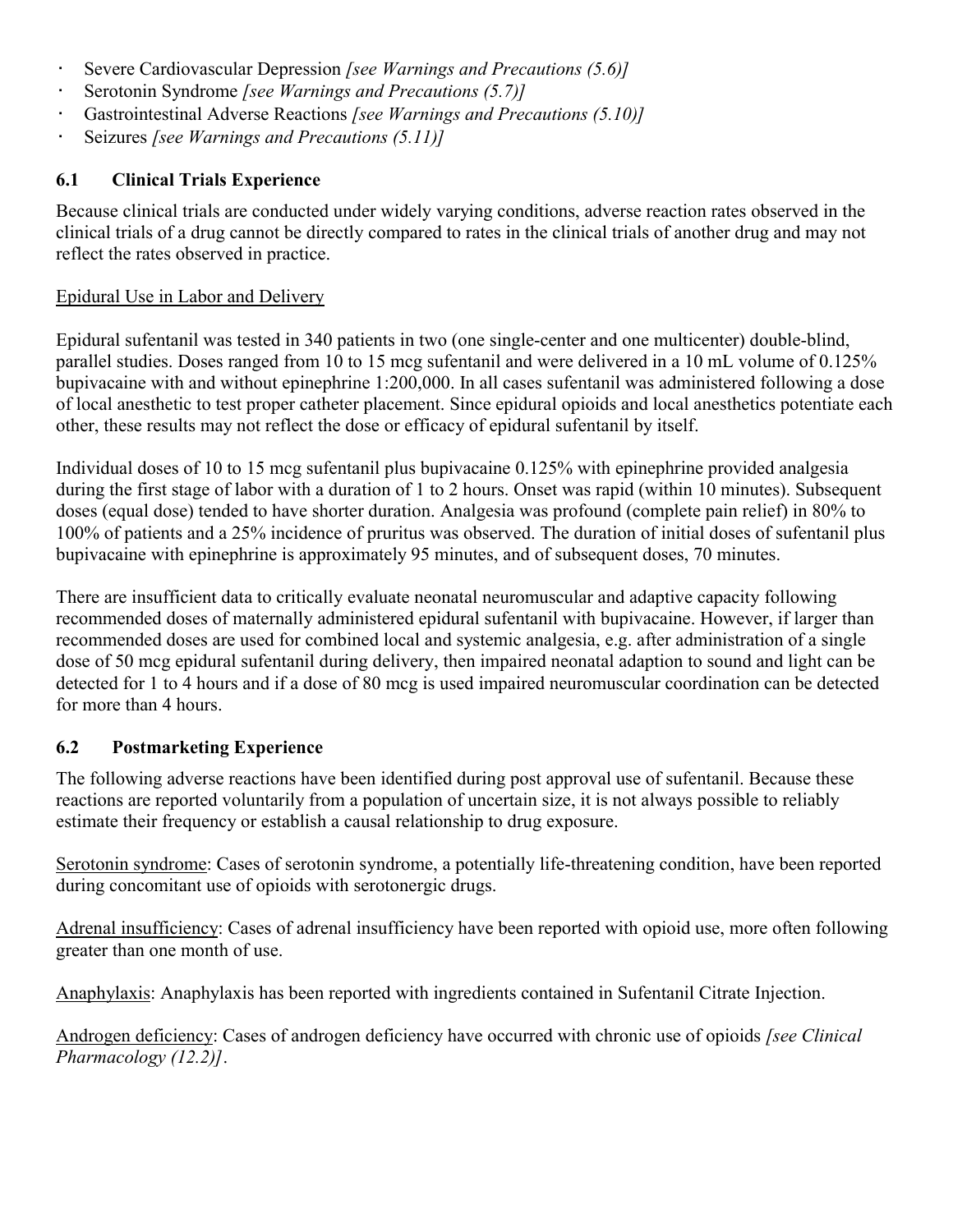- Severe Cardiovascular Depression *[see Warnings and Precautions (5.6)]*
- Serotonin Syndrome *[see Warnings and Precautions (5.7)]*
- Gastrointestinal Adverse Reactions *[see Warnings and Precautions (5.10)]*
- Seizures *[see Warnings and Precautions (5.11)]*

## 6.1 Clinical Trials Experience

Because clinical trials are conducted under widely varying conditions, adverse reaction rates observed in the clinical trials of a drug cannot be directly compared to rates in the clinical trials of another drug and may not reflect the rates observed in practice.

Epidural Use in Labor and Delivery

Epidural sufentanil was tested in 340 patients in two (one single-center and one multicenter) double-blind, parallel studies. Doses ranged from 10 to 15 mcg sufentanil and were delivered in a 10 mL volume of 0.125% bupivacaine with and without epinephrine 1:200,000. In all cases sufentanil was administered following a dose of local anesthetic to test proper catheter placement. Since epidural opioids and local anesthetics potentiate each other, these results may not reflect the dose or efficacy of epidural sufentanil by itself.

Individual doses of 10 to 15 mcg sufentanil plus bupivacaine 0.125% with epinephrine provided analgesia during the first stage of labor with a duration of 1 to 2 hours. Onset was rapid (within 10 minutes). Subsequent doses (equal dose) tended to have shorter duration. Analgesia was profound (complete pain relief) in 80% to 100% of patients and a 25% incidence of pruritus was observed. The duration of initial doses of sufentanil plus bupivacaine with epinephrine is approximately 95 minutes, and of subsequent doses, 70 minutes.

There are insufficient data to critically evaluate neonatal neuromuscular and adaptive capacity following recommended doses of maternally administered epidural sufentanil with bupivacaine. However, if larger than recommended doses are used for combined local and systemic analgesia, e.g. after administration of a single dose of 50 mcg epidural sufentanil during delivery, then impaired neonatal adaption to sound and light can be detected for 1 to 4 hours and if a dose of 80 mcg is used impaired neuromuscular coordination can be detected for more than 4 hours.

## 6.2 Postmarketing Experience

The following adverse reactions have been identified during post approval use of sufentanil. Because these reactions are reported voluntarily from a population of uncertain size, it is not always possible to reliably estimate their frequency or establish a causal relationship to drug exposure.

Serotonin syndrome: Cases of serotonin syndrome, a potentially life-threatening condition, have been reported during concomitant use of opioids with serotonergic drugs.

Adrenal insufficiency: Cases of adrenal insufficiency have been reported with opioid use, more often following greater than one month of use.

Anaphylaxis: Anaphylaxis has been reported with ingredients contained in Sufentanil Citrate Injection.

Androgen deficiency: Cases of androgen deficiency have occurred with chronic use of opioids *[see Clinical Pharmacology (12.2)]*.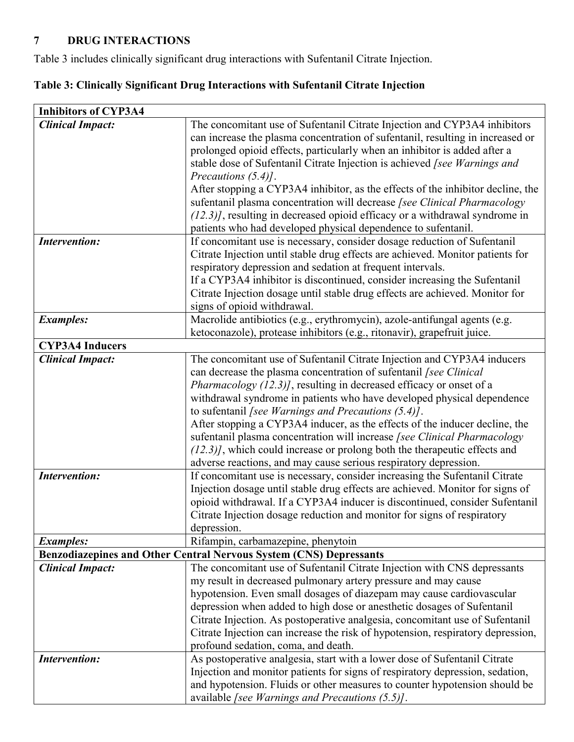## 7 DRUG INTERACTIONS

Table 3 includes clinically significant drug interactions with Sufentanil Citrate Injection.

**Table 3: Clinically Significant Drug Interactions with Sufentanil Citrate Injection**

| **Inhibitors of CYP3A4** | |
|---|---|
| ***Clinical Impact:*** | The concomitant use of Sufentanil Citrate Injection and CYP3A4 inhibitors can increase the plasma concentration of sufentanil, resulting in increased or prolonged opioid effects, particularly when an inhibitor is added after a stable dose of Sufentanil Citrate Injection is achieved *[see Warnings and Precautions (5.4)]*. After stopping a CYP3A4 inhibitor, as the effects of the inhibitor decline, the sufentanil plasma concentration will decrease *[see Clinical Pharmacology (12.3)]*, resulting in decreased opioid efficacy or a withdrawal syndrome in patients who had developed physical dependence to sufentanil. |
| ***Intervention:*** | If concomitant use is necessary, consider dosage reduction of Sufentanil Citrate Injection until stable drug effects are achieved. Monitor patients for respiratory depression and sedation at frequent intervals. If a CYP3A4 inhibitor is discontinued, consider increasing the Sufentanil Citrate Injection dosage until stable drug effects are achieved. Monitor for signs of opioid withdrawal. |
| ***Examples:*** | Macrolide antibiotics (e.g., erythromycin), azole-antifungal agents (e.g. ketoconazole), protease inhibitors (e.g., ritonavir), grapefruit juice. |
| **CYP3A4 Inducers** | |
| ***Clinical Impact:*** | The concomitant use of Sufentanil Citrate Injection and CYP3A4 inducers can decrease the plasma concentration of sufentanil *[see Clinical Pharmacology (12.3)]*, resulting in decreased efficacy or onset of a withdrawal syndrome in patients who have developed physical dependence to sufentanil *[see Warnings and Precautions (5.4)]*. After stopping a CYP3A4 inducer, as the effects of the inducer decline, the sufentanil plasma concentration will increase *[see Clinical Pharmacology (12.3)]*, which could increase or prolong both the therapeutic effects and adverse reactions, and may cause serious respiratory depression. |
| ***Intervention:*** | If concomitant use is necessary, consider increasing the Sufentanil Citrate Injection dosage until stable drug effects are achieved. Monitor for signs of opioid withdrawal. If a CYP3A4 inducer is discontinued, consider Sufentanil Citrate Injection dosage reduction and monitor for signs of respiratory depression. |
| ***Examples:*** | Rifampin, carbamazepine, phenytoin |
| **Benzodiazepines and Other Central Nervous System (CNS) Depressants** | |
| ***Clinical Impact:*** | The concomitant use of Sufentanil Citrate Injection with CNS depressants my result in decreased pulmonary artery pressure and may cause hypotension. Even small dosages of diazepam may cause cardiovascular depression when added to high dose or anesthetic dosages of Sufentanil Citrate Injection. As postoperative analgesia, concomitant use of Sufentanil Citrate Injection can increase the risk of hypotension, respiratory depression, profound sedation, coma, and death. |
| ***Intervention:*** | As postoperative analgesia, start with a lower dose of Sufentanil Citrate Injection and monitor patients for signs of respiratory depression, sedation, and hypotension. Fluids or other measures to counter hypotension should be available *[see Warnings and Precautions (5.5)]*. |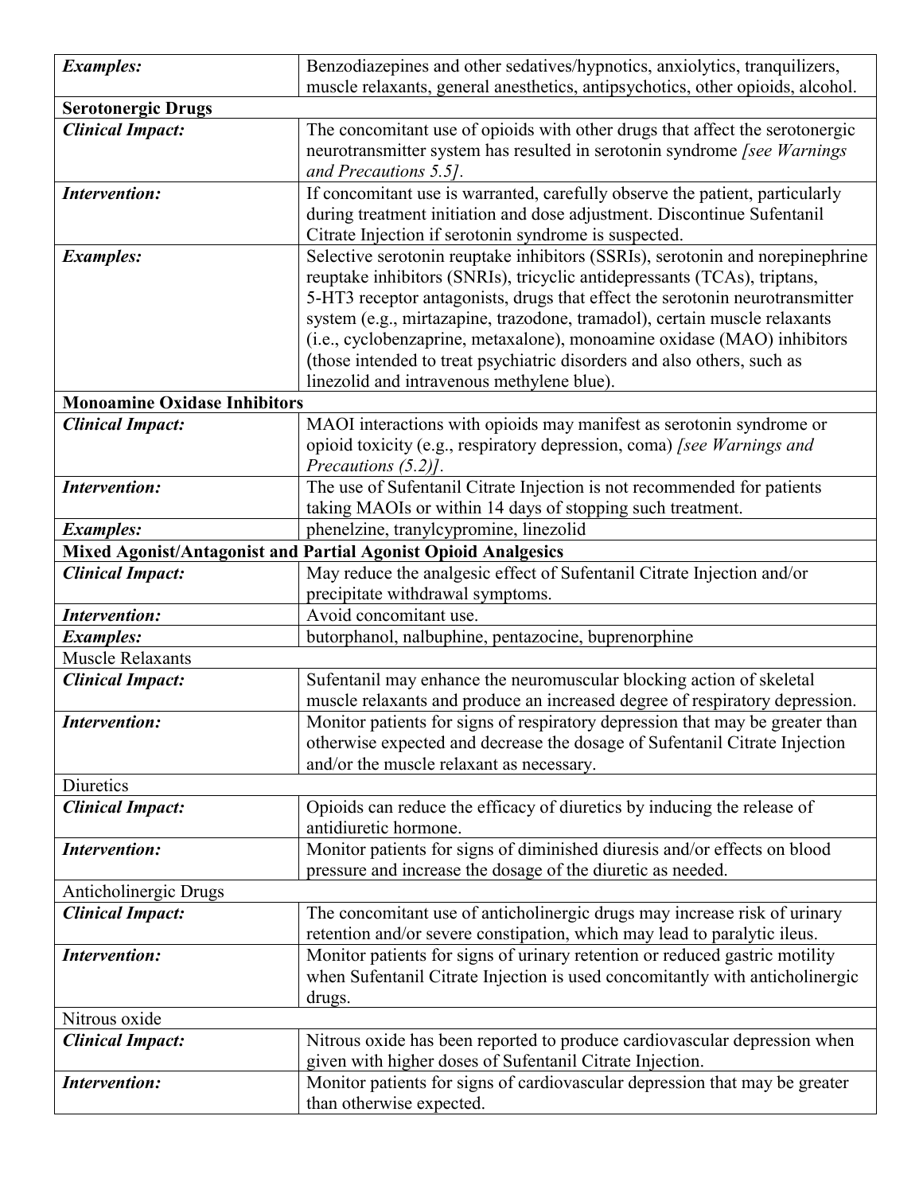| | |
|---|---|
| ***Examples:*** | Benzodiazepines and other sedatives/hypnotics, anxiolytics, tranquilizers, muscle relaxants, general anesthetics, antipsychotics, other opioids, alcohol. |
| **Serotonergic Drugs** | |
| ***Clinical Impact:*** | The concomitant use of opioids with other drugs that affect the serotonergic neurotransmitter system has resulted in serotonin syndrome *[see Warnings and Precautions 5.5].* |
| ***Intervention:*** | If concomitant use is warranted, carefully observe the patient, particularly during treatment initiation and dose adjustment. Discontinue Sufentanil Citrate Injection if serotonin syndrome is suspected. |
| ***Examples:*** | Selective serotonin reuptake inhibitors (SSRIs), serotonin and norepinephrine reuptake inhibitors (SNRIs), tricyclic antidepressants (TCAs), triptans, 5-HT3 receptor antagonists, drugs that effect the serotonin neurotransmitter system (e.g., mirtazapine, trazodone, tramadol), certain muscle relaxants (i.e., cyclobenzaprine, metaxalone), monoamine oxidase (MAO) inhibitors (those intended to treat psychiatric disorders and also others, such as linezolid and intravenous methylene blue). |
| **Monoamine Oxidase Inhibitors** | |
| ***Clinical Impact:*** | MAOI interactions with opioids may manifest as serotonin syndrome or opioid toxicity (e.g., respiratory depression, coma) *[see Warnings and Precautions (5.2)].* |
| ***Intervention:*** | The use of Sufentanil Citrate Injection is not recommended for patients taking MAOIs or within 14 days of stopping such treatment. |
| ***Examples:*** | phenelzine, tranylcypromine, linezolid |
| **Mixed Agonist/Antagonist and Partial Agonist Opioid Analgesics** | |
| ***Clinical Impact:*** | May reduce the analgesic effect of Sufentanil Citrate Injection and/or precipitate withdrawal symptoms. |
| ***Intervention:*** | Avoid concomitant use. |
| ***Examples:*** | butorphanol, nalbuphine, pentazocine, buprenorphine |
| Muscle Relaxants | |
| ***Clinical Impact:*** | Sufentanil may enhance the neuromuscular blocking action of skeletal muscle relaxants and produce an increased degree of respiratory depression. |
| ***Intervention:*** | Monitor patients for signs of respiratory depression that may be greater than otherwise expected and decrease the dosage of Sufentanil Citrate Injection and/or the muscle relaxant as necessary. |
| Diuretics | |
| ***Clinical Impact:*** | Opioids can reduce the efficacy of diuretics by inducing the release of antidiuretic hormone. |
| ***Intervention:*** | Monitor patients for signs of diminished diuresis and/or effects on blood pressure and increase the dosage of the diuretic as needed. |
| Anticholinergic Drugs | |
| ***Clinical Impact:*** | The concomitant use of anticholinergic drugs may increase risk of urinary retention and/or severe constipation, which may lead to paralytic ileus. |
| ***Intervention:*** | Monitor patients for signs of urinary retention or reduced gastric motility when Sufentanil Citrate Injection is used concomitantly with anticholinergic drugs. |
| Nitrous oxide | |
| ***Clinical Impact:*** | Nitrous oxide has been reported to produce cardiovascular depression when given with higher doses of Sufentanil Citrate Injection. |
| ***Intervention:*** | Monitor patients for signs of cardiovascular depression that may be greater than otherwise expected. |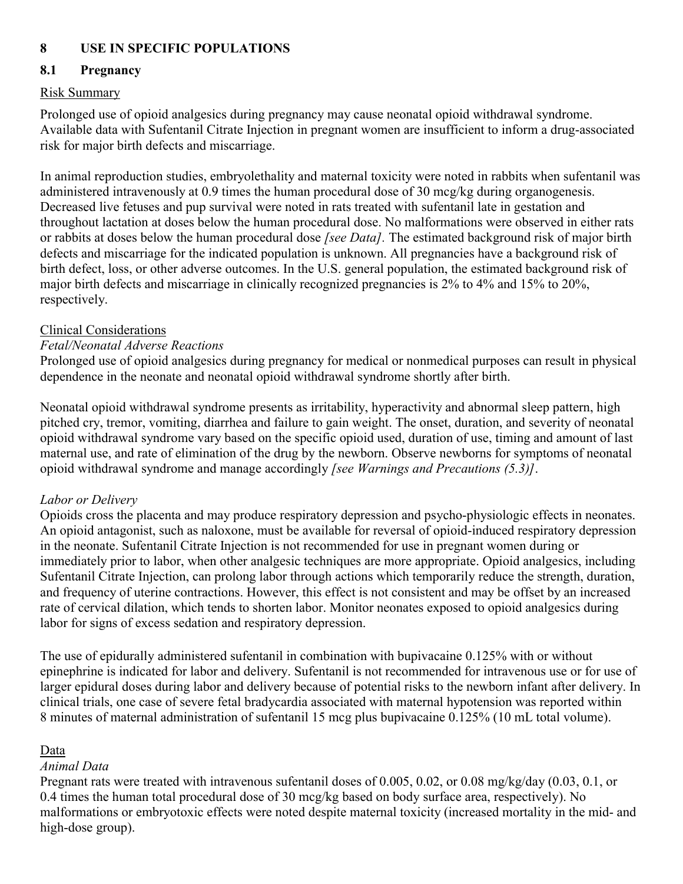# 8 USE IN SPECIFIC POPULATIONS

## 8.1 Pregnancy

Risk Summary

Prolonged use of opioid analgesics during pregnancy may cause neonatal opioid withdrawal syndrome. Available data with Sufentanil Citrate Injection in pregnant women are insufficient to inform a drug-associated risk for major birth defects and miscarriage.

In animal reproduction studies, embryolethality and maternal toxicity were noted in rabbits when sufentanil was administered intravenously at 0.9 times the human procedural dose of 30 mcg/kg during organogenesis. Decreased live fetuses and pup survival were noted in rats treated with sufentanil late in gestation and throughout lactation at doses below the human procedural dose. No malformations were observed in either rats or rabbits at doses below the human procedural dose *[see Data].* The estimated background risk of major birth defects and miscarriage for the indicated population is unknown. All pregnancies have a background risk of birth defect, loss, or other adverse outcomes. In the U.S. general population, the estimated background risk of major birth defects and miscarriage in clinically recognized pregnancies is 2% to 4% and 15% to 20%, respectively.

Clinical Considerations

*Fetal/Neonatal Adverse Reactions*

Prolonged use of opioid analgesics during pregnancy for medical or nonmedical purposes can result in physical dependence in the neonate and neonatal opioid withdrawal syndrome shortly after birth.

Neonatal opioid withdrawal syndrome presents as irritability, hyperactivity and abnormal sleep pattern, high pitched cry, tremor, vomiting, diarrhea and failure to gain weight. The onset, duration, and severity of neonatal opioid withdrawal syndrome vary based on the specific opioid used, duration of use, timing and amount of last maternal use, and rate of elimination of the drug by the newborn. Observe newborns for symptoms of neonatal opioid withdrawal syndrome and manage accordingly *[see Warnings and Precautions (5.3)]*.

*Labor or Delivery*

Opioids cross the placenta and may produce respiratory depression and psycho-physiologic effects in neonates. An opioid antagonist, such as naloxone, must be available for reversal of opioid-induced respiratory depression in the neonate. Sufentanil Citrate Injection is not recommended for use in pregnant women during or immediately prior to labor, when other analgesic techniques are more appropriate. Opioid analgesics, including Sufentanil Citrate Injection, can prolong labor through actions which temporarily reduce the strength, duration, and frequency of uterine contractions. However, this effect is not consistent and may be offset by an increased rate of cervical dilation, which tends to shorten labor. Monitor neonates exposed to opioid analgesics during labor for signs of excess sedation and respiratory depression.

The use of epidurally administered sufentanil in combination with bupivacaine 0.125% with or without epinephrine is indicated for labor and delivery. Sufentanil is not recommended for intravenous use or for use of larger epidural doses during labor and delivery because of potential risks to the newborn infant after delivery. In clinical trials, one case of severe fetal bradycardia associated with maternal hypotension was reported within 8 minutes of maternal administration of sufentanil 15 mcg plus bupivacaine 0.125% (10 mL total volume).

Data

*Animal Data*

Pregnant rats were treated with intravenous sufentanil doses of 0.005, 0.02, or 0.08 mg/kg/day (0.03, 0.1, or 0.4 times the human total procedural dose of 30 mcg/kg based on body surface area, respectively). No malformations or embryotoxic effects were noted despite maternal toxicity (increased mortality in the mid- and high-dose group).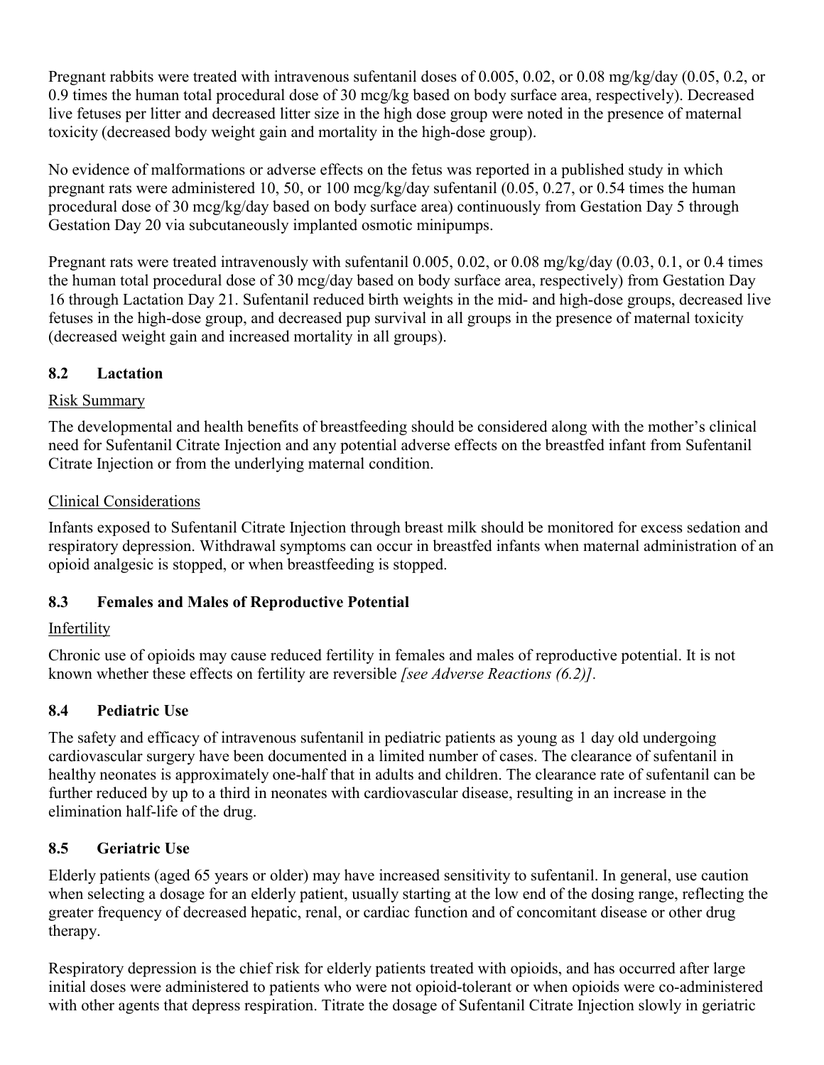Pregnant rabbits were treated with intravenous sufentanil doses of 0.005, 0.02, or 0.08 mg/kg/day (0.05, 0.2, or 0.9 times the human total procedural dose of 30 mcg/kg based on body surface area, respectively). Decreased live fetuses per litter and decreased litter size in the high dose group were noted in the presence of maternal toxicity (decreased body weight gain and mortality in the high-dose group).

No evidence of malformations or adverse effects on the fetus was reported in a published study in which pregnant rats were administered 10, 50, or 100 mcg/kg/day sufentanil (0.05, 0.27, or 0.54 times the human procedural dose of 30 mcg/kg/day based on body surface area) continuously from Gestation Day 5 through Gestation Day 20 via subcutaneously implanted osmotic minipumps.

Pregnant rats were treated intravenously with sufentanil 0.005, 0.02, or 0.08 mg/kg/day (0.03, 0.1, or 0.4 times the human total procedural dose of 30 mcg/day based on body surface area, respectively) from Gestation Day 16 through Lactation Day 21. Sufentanil reduced birth weights in the mid- and high-dose groups, decreased live fetuses in the high-dose group, and decreased pup survival in all groups in the presence of maternal toxicity (decreased weight gain and increased mortality in all groups).

### 8.2 Lactation

Risk Summary

The developmental and health benefits of breastfeeding should be considered along with the mother's clinical need for Sufentanil Citrate Injection and any potential adverse effects on the breastfed infant from Sufentanil Citrate Injection or from the underlying maternal condition.

Clinical Considerations

Infants exposed to Sufentanil Citrate Injection through breast milk should be monitored for excess sedation and respiratory depression. Withdrawal symptoms can occur in breastfed infants when maternal administration of an opioid analgesic is stopped, or when breastfeeding is stopped.

### 8.3 Females and Males of Reproductive Potential

Infertility

Chronic use of opioids may cause reduced fertility in females and males of reproductive potential. It is not known whether these effects on fertility are reversible *[see Adverse Reactions (6.2)]*.

### 8.4 Pediatric Use

The safety and efficacy of intravenous sufentanil in pediatric patients as young as 1 day old undergoing cardiovascular surgery have been documented in a limited number of cases. The clearance of sufentanil in healthy neonates is approximately one-half that in adults and children. The clearance rate of sufentanil can be further reduced by up to a third in neonates with cardiovascular disease, resulting in an increase in the elimination half-life of the drug.

### 8.5 Geriatric Use

Elderly patients (aged 65 years or older) may have increased sensitivity to sufentanil. In general, use caution when selecting a dosage for an elderly patient, usually starting at the low end of the dosing range, reflecting the greater frequency of decreased hepatic, renal, or cardiac function and of concomitant disease or other drug therapy.

Respiratory depression is the chief risk for elderly patients treated with opioids, and has occurred after large initial doses were administered to patients who were not opioid-tolerant or when opioids were co-administered with other agents that depress respiration. Titrate the dosage of Sufentanil Citrate Injection slowly in geriatric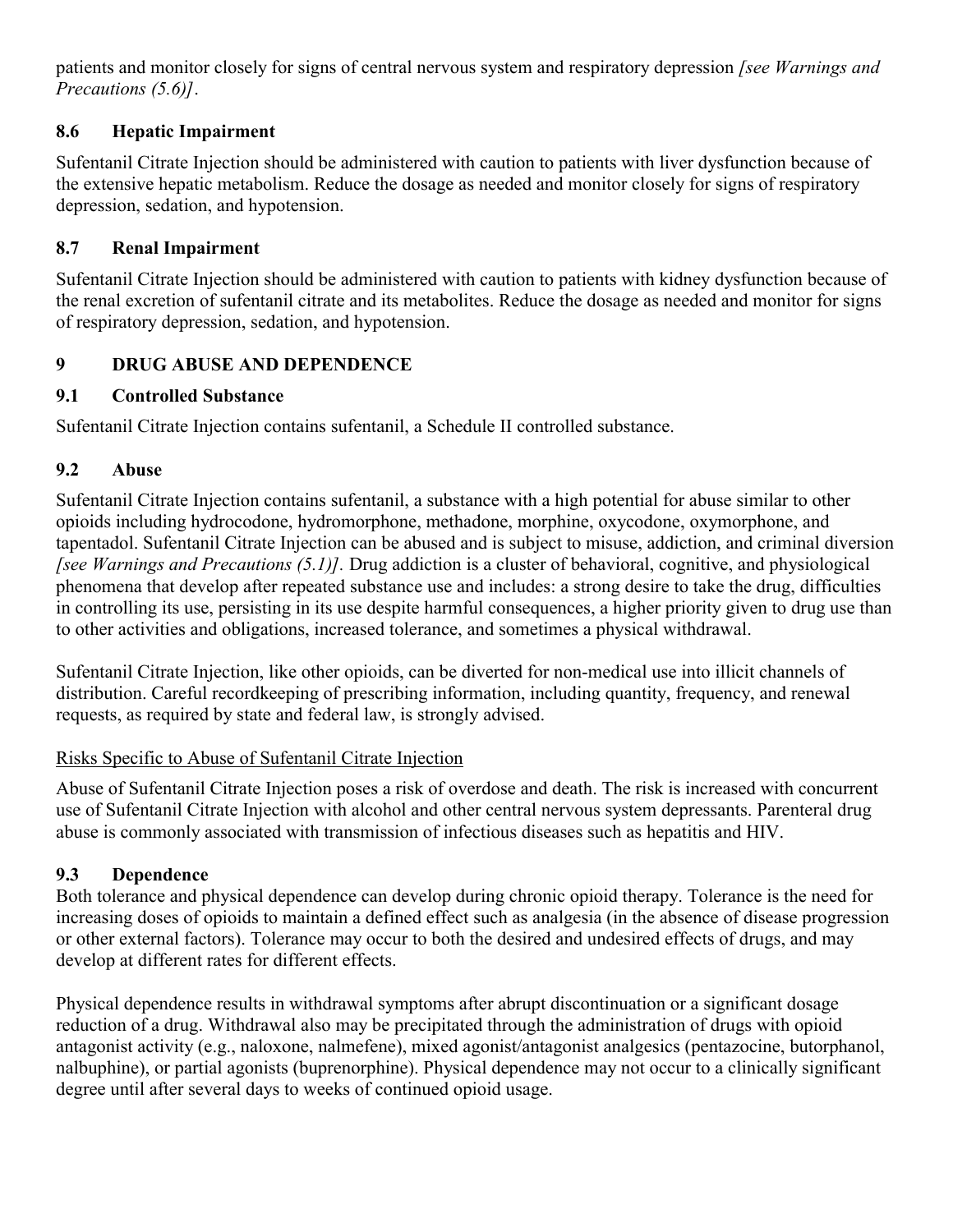patients and monitor closely for signs of central nervous system and respiratory depression *[see Warnings and Precautions (5.6)]*.

### 8.6 Hepatic Impairment

Sufentanil Citrate Injection should be administered with caution to patients with liver dysfunction because of the extensive hepatic metabolism. Reduce the dosage as needed and monitor closely for signs of respiratory depression, sedation, and hypotension.

### 8.7 Renal Impairment

Sufentanil Citrate Injection should be administered with caution to patients with kidney dysfunction because of the renal excretion of sufentanil citrate and its metabolites. Reduce the dosage as needed and monitor for signs of respiratory depression, sedation, and hypotension.

## 9 DRUG ABUSE AND DEPENDENCE

### 9.1 Controlled Substance

Sufentanil Citrate Injection contains sufentanil, a Schedule II controlled substance.

### 9.2 Abuse

Sufentanil Citrate Injection contains sufentanil, a substance with a high potential for abuse similar to other opioids including hydrocodone, hydromorphone, methadone, morphine, oxycodone, oxymorphone, and tapentadol. Sufentanil Citrate Injection can be abused and is subject to misuse, addiction, and criminal diversion *[see Warnings and Precautions (5.1)]*. Drug addiction is a cluster of behavioral, cognitive, and physiological phenomena that develop after repeated substance use and includes: a strong desire to take the drug, difficulties in controlling its use, persisting in its use despite harmful consequences, a higher priority given to drug use than to other activities and obligations, increased tolerance, and sometimes a physical withdrawal.

Sufentanil Citrate Injection, like other opioids, can be diverted for non-medical use into illicit channels of distribution. Careful recordkeeping of prescribing information, including quantity, frequency, and renewal requests, as required by state and federal law, is strongly advised.

<u>Risks Specific to Abuse of Sufentanil Citrate Injection</u>

Abuse of Sufentanil Citrate Injection poses a risk of overdose and death. The risk is increased with concurrent use of Sufentanil Citrate Injection with alcohol and other central nervous system depressants. Parenteral drug abuse is commonly associated with transmission of infectious diseases such as hepatitis and HIV.

### 9.3 Dependence

Both tolerance and physical dependence can develop during chronic opioid therapy. Tolerance is the need for increasing doses of opioids to maintain a defined effect such as analgesia (in the absence of disease progression or other external factors). Tolerance may occur to both the desired and undesired effects of drugs, and may develop at different rates for different effects.

Physical dependence results in withdrawal symptoms after abrupt discontinuation or a significant dosage reduction of a drug. Withdrawal also may be precipitated through the administration of drugs with opioid antagonist activity (e.g., naloxone, nalmefene), mixed agonist/antagonist analgesics (pentazocine, butorphanol, nalbuphine), or partial agonists (buprenorphine). Physical dependence may not occur to a clinically significant degree until after several days to weeks of continued opioid usage.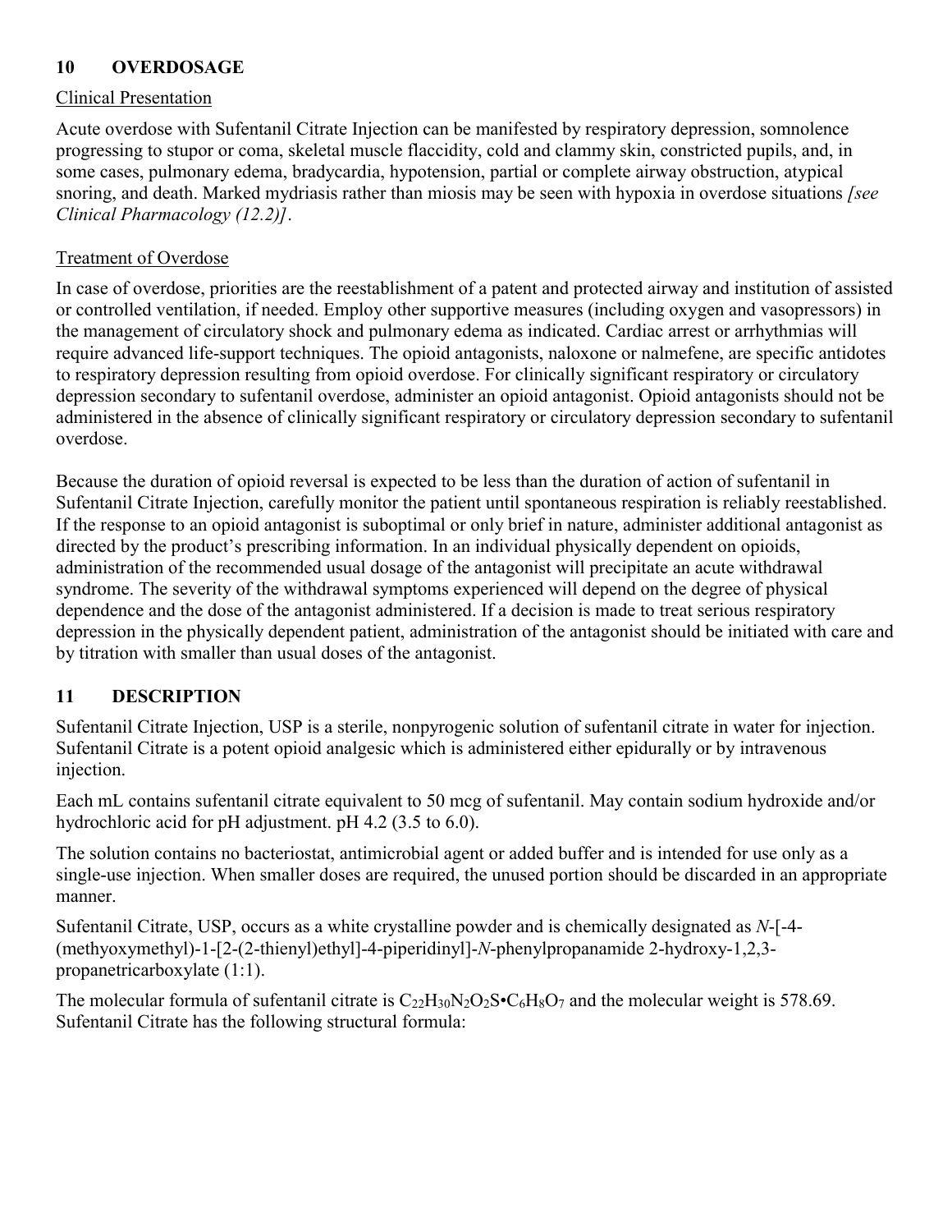## 10 OVERDOSAGE

Clinical Presentation

Acute overdose with Sufentanil Citrate Injection can be manifested by respiratory depression, somnolence progressing to stupor or coma, skeletal muscle flaccidity, cold and clammy skin, constricted pupils, and, in some cases, pulmonary edema, bradycardia, hypotension, partial or complete airway obstruction, atypical snoring, and death. Marked mydriasis rather than miosis may be seen with hypoxia in overdose situations *[see Clinical Pharmacology (12.2)]*.

Treatment of Overdose

In case of overdose, priorities are the reestablishment of a patent and protected airway and institution of assisted or controlled ventilation, if needed. Employ other supportive measures (including oxygen and vasopressors) in the management of circulatory shock and pulmonary edema as indicated. Cardiac arrest or arrhythmias will require advanced life-support techniques. The opioid antagonists, naloxone or nalmefene, are specific antidotes to respiratory depression resulting from opioid overdose. For clinically significant respiratory or circulatory depression secondary to sufentanil overdose, administer an opioid antagonist. Opioid antagonists should not be administered in the absence of clinically significant respiratory or circulatory depression secondary to sufentanil overdose.

Because the duration of opioid reversal is expected to be less than the duration of action of sufentanil in Sufentanil Citrate Injection, carefully monitor the patient until spontaneous respiration is reliably reestablished. If the response to an opioid antagonist is suboptimal or only brief in nature, administer additional antagonist as directed by the product's prescribing information. In an individual physically dependent on opioids, administration of the recommended usual dosage of the antagonist will precipitate an acute withdrawal syndrome. The severity of the withdrawal symptoms experienced will depend on the degree of physical dependence and the dose of the antagonist administered. If a decision is made to treat serious respiratory depression in the physically dependent patient, administration of the antagonist should be initiated with care and by titration with smaller than usual doses of the antagonist.

## 11 DESCRIPTION

Sufentanil Citrate Injection, USP is a sterile, nonpyrogenic solution of sufentanil citrate in water for injection. Sufentanil Citrate is a potent opioid analgesic which is administered either epidurally or by intravenous injection.

Each mL contains sufentanil citrate equivalent to 50 mcg of sufentanil. May contain sodium hydroxide and/or hydrochloric acid for pH adjustment. pH 4.2 (3.5 to 6.0).

The solution contains no bacteriostat, antimicrobial agent or added buffer and is intended for use only as a single-use injection. When smaller doses are required, the unused portion should be discarded in an appropriate manner.

Sufentanil Citrate, USP, occurs as a white crystalline powder and is chemically designated as *N*-[-4-(methyoxymethyl)-1-[2-(2-thienyl)ethyl]-4-piperidinyl]-*N*-phenylpropanamide 2-hydroxy-1,2,3-propanetricarboxylate (1:1).

The molecular formula of sufentanil citrate is $C_{22}H_{30}N_2O_2S \cdot C_6H_8O_7$ and the molecular weight is 578.69. Sufentanil Citrate has the following structural formula: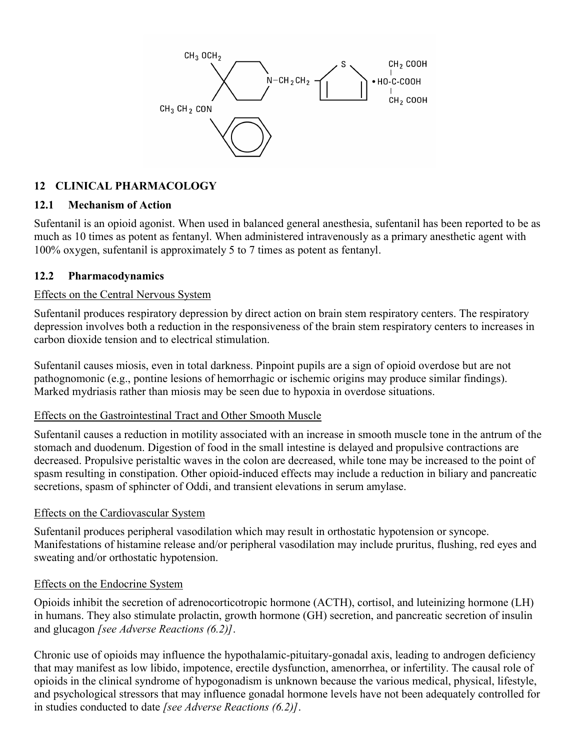## 12 CLINICAL PHARMACOLOGY

### 12.1 Mechanism of Action

Sufentanil is an opioid agonist. When used in balanced general anesthesia, sufentanil has been reported to be as much as 10 times as potent as fentanyl. When administered intravenously as a primary anesthetic agent with 100% oxygen, sufentanil is approximately 5 to 7 times as potent as fentanyl.

### 12.2 Pharmacodynamics

Effects on the Central Nervous System

Sufentanil produces respiratory depression by direct action on brain stem respiratory centers. The respiratory depression involves both a reduction in the responsiveness of the brain stem respiratory centers to increases in carbon dioxide tension and to electrical stimulation.

Sufentanil causes miosis, even in total darkness. Pinpoint pupils are a sign of opioid overdose but are not pathognomonic (e.g., pontine lesions of hemorrhagic or ischemic origins may produce similar findings). Marked mydriasis rather than miosis may be seen due to hypoxia in overdose situations.

Effects on the Gastrointestinal Tract and Other Smooth Muscle

Sufentanil causes a reduction in motility associated with an increase in smooth muscle tone in the antrum of the stomach and duodenum. Digestion of food in the small intestine is delayed and propulsive contractions are decreased. Propulsive peristaltic waves in the colon are decreased, while tone may be increased to the point of spasm resulting in constipation. Other opioid-induced effects may include a reduction in biliary and pancreatic secretions, spasm of sphincter of Oddi, and transient elevations in serum amylase.

Effects on the Cardiovascular System

Sufentanil produces peripheral vasodilation which may result in orthostatic hypotension or syncope. Manifestations of histamine release and/or peripheral vasodilation may include pruritus, flushing, red eyes and sweating and/or orthostatic hypotension.

Effects on the Endocrine System

Opioids inhibit the secretion of adrenocorticotropic hormone (ACTH), cortisol, and luteinizing hormone (LH) in humans. They also stimulate prolactin, growth hormone (GH) secretion, and pancreatic secretion of insulin and glucagon *[see Adverse Reactions (6.2)]*.

Chronic use of opioids may influence the hypothalamic-pituitary-gonadal axis, leading to androgen deficiency that may manifest as low libido, impotence, erectile dysfunction, amenorrhea, or infertility. The causal role of opioids in the clinical syndrome of hypogonadism is unknown because the various medical, physical, lifestyle, and psychological stressors that may influence gonadal hormone levels have not been adequately controlled for in studies conducted to date *[see Adverse Reactions (6.2)]*.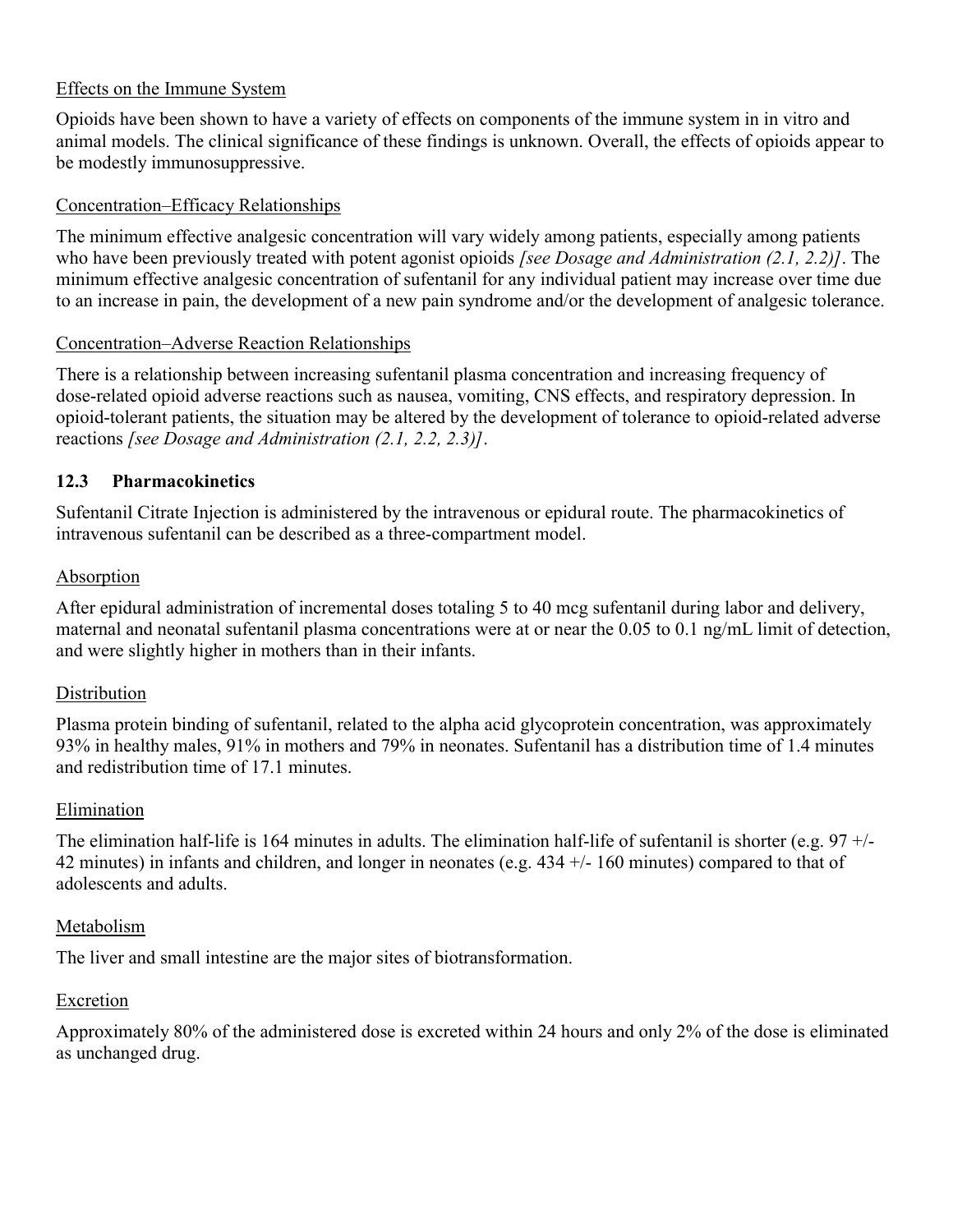Effects on the Immune System

Opioids have been shown to have a variety of effects on components of the immune system in in vitro and animal models. The clinical significance of these findings is unknown. Overall, the effects of opioids appear to be modestly immunosuppressive.

Concentration–Efficacy Relationships

The minimum effective analgesic concentration will vary widely among patients, especially among patients who have been previously treated with potent agonist opioids *[see Dosage and Administration (2.1, 2.2)]*. The minimum effective analgesic concentration of sufentanil for any individual patient may increase over time due to an increase in pain, the development of a new pain syndrome and/or the development of analgesic tolerance.

Concentration–Adverse Reaction Relationships

There is a relationship between increasing sufentanil plasma concentration and increasing frequency of dose-related opioid adverse reactions such as nausea, vomiting, CNS effects, and respiratory depression. In opioid-tolerant patients, the situation may be altered by the development of tolerance to opioid-related adverse reactions *[see Dosage and Administration (2.1, 2.2, 2.3)]*.

### 12.3 Pharmacokinetics

Sufentanil Citrate Injection is administered by the intravenous or epidural route. The pharmacokinetics of intravenous sufentanil can be described as a three-compartment model.

Absorption

After epidural administration of incremental doses totaling 5 to 40 mcg sufentanil during labor and delivery, maternal and neonatal sufentanil plasma concentrations were at or near the 0.05 to 0.1 ng/mL limit of detection, and were slightly higher in mothers than in their infants.

Distribution

Plasma protein binding of sufentanil, related to the alpha acid glycoprotein concentration, was approximately 93% in healthy males, 91% in mothers and 79% in neonates. Sufentanil has a distribution time of 1.4 minutes and redistribution time of 17.1 minutes.

Elimination

The elimination half-life is 164 minutes in adults. The elimination half-life of sufentanil is shorter (e.g. 97 +/- 42 minutes) in infants and children, and longer in neonates (e.g. 434 +/- 160 minutes) compared to that of adolescents and adults.

Metabolism

The liver and small intestine are the major sites of biotransformation.

Excretion

Approximately 80% of the administered dose is excreted within 24 hours and only 2% of the dose is eliminated as unchanged drug.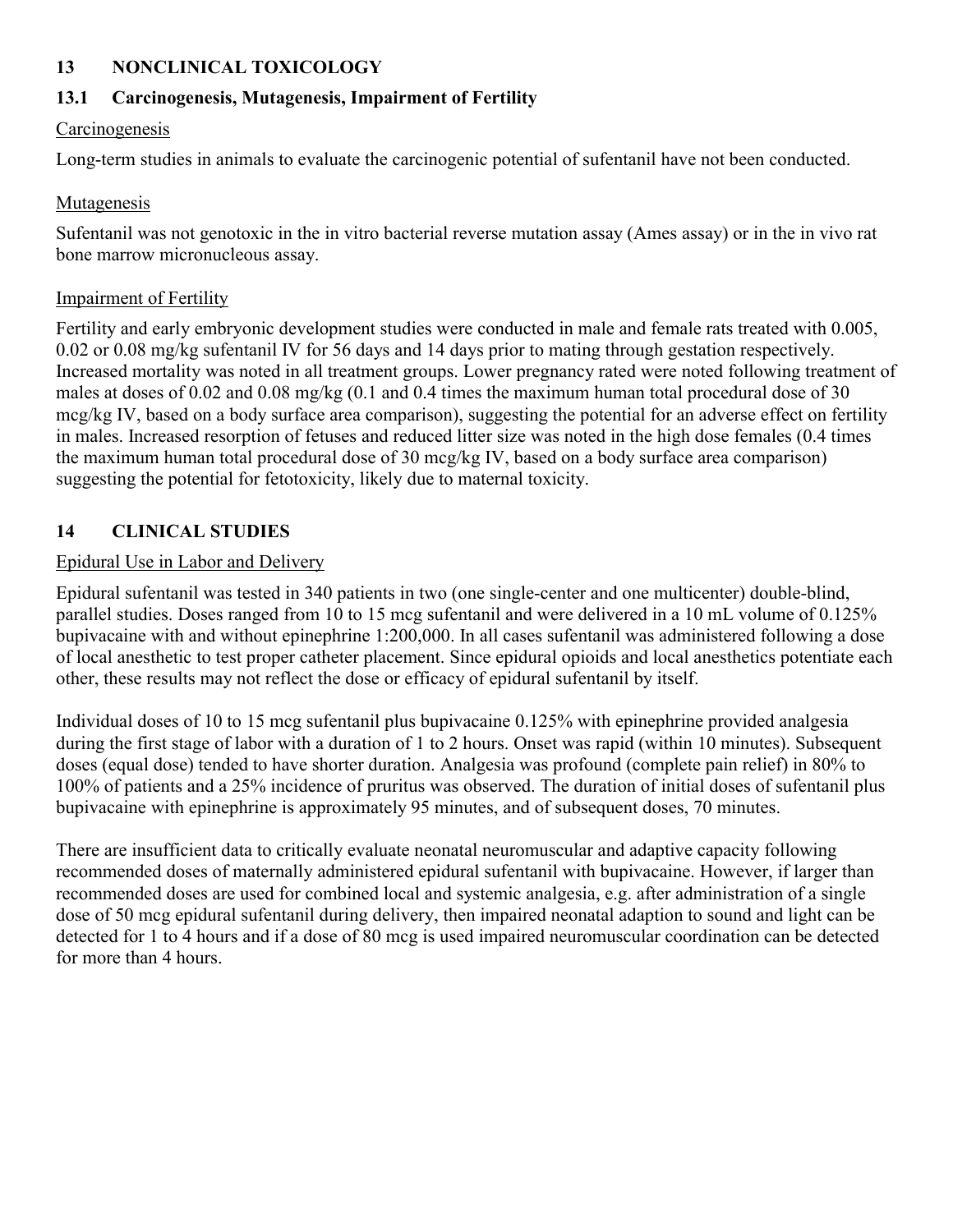## 13 NONCLINICAL TOXICOLOGY

### 13.1 Carcinogenesis, Mutagenesis, Impairment of Fertility

Carcinogenesis

Long-term studies in animals to evaluate the carcinogenic potential of sufentanil have not been conducted.

Mutagenesis

Sufentanil was not genotoxic in the in vitro bacterial reverse mutation assay (Ames assay) or in the in vivo rat bone marrow micronucleous assay.

Impairment of Fertility

Fertility and early embryonic development studies were conducted in male and female rats treated with 0.005, 0.02 or 0.08 mg/kg sufentanil IV for 56 days and 14 days prior to mating through gestation respectively. Increased mortality was noted in all treatment groups. Lower pregnancy rated were noted following treatment of males at doses of 0.02 and 0.08 mg/kg (0.1 and 0.4 times the maximum human total procedural dose of 30 mcg/kg IV, based on a body surface area comparison), suggesting the potential for an adverse effect on fertility in males. Increased resorption of fetuses and reduced litter size was noted in the high dose females (0.4 times the maximum human total procedural dose of 30 mcg/kg IV, based on a body surface area comparison) suggesting the potential for fetotoxicity, likely due to maternal toxicity.

## 14 CLINICAL STUDIES

Epidural Use in Labor and Delivery

Epidural sufentanil was tested in 340 patients in two (one single-center and one multicenter) double-blind, parallel studies. Doses ranged from 10 to 15 mcg sufentanil and were delivered in a 10 mL volume of 0.125% bupivacaine with and without epinephrine 1:200,000. In all cases sufentanil was administered following a dose of local anesthetic to test proper catheter placement. Since epidural opioids and local anesthetics potentiate each other, these results may not reflect the dose or efficacy of epidural sufentanil by itself.

Individual doses of 10 to 15 mcg sufentanil plus bupivacaine 0.125% with epinephrine provided analgesia during the first stage of labor with a duration of 1 to 2 hours. Onset was rapid (within 10 minutes). Subsequent doses (equal dose) tended to have shorter duration. Analgesia was profound (complete pain relief) in 80% to 100% of patients and a 25% incidence of pruritus was observed. The duration of initial doses of sufentanil plus bupivacaine with epinephrine is approximately 95 minutes, and of subsequent doses, 70 minutes.

There are insufficient data to critically evaluate neonatal neuromuscular and adaptive capacity following recommended doses of maternally administered epidural sufentanil with bupivacaine. However, if larger than recommended doses are used for combined local and systemic analgesia, e.g. after administration of a single dose of 50 mcg epidural sufentanil during delivery, then impaired neonatal adaption to sound and light can be detected for 1 to 4 hours and if a dose of 80 mcg is used impaired neuromuscular coordination can be detected for more than 4 hours.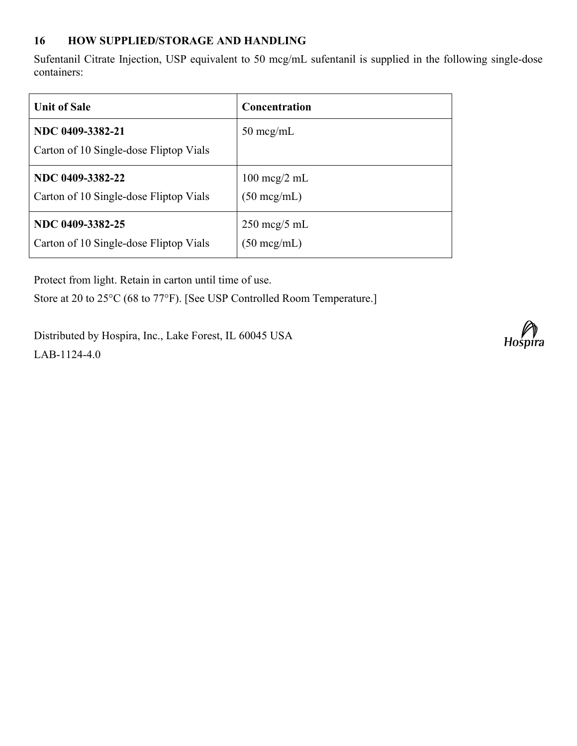## 16 HOW SUPPLIED/STORAGE AND HANDLING

Sufentanil Citrate Injection, USP equivalent to 50 mcg/mL sufentanil is supplied in the following single-dose containers:

| Unit of Sale | Concentration |
|---|---|
| **NDC 0409-3382-21**<br>Carton of 10 Single-dose Fliptop Vials | 50 mcg/mL |
| **NDC 0409-3382-22**<br>Carton of 10 Single-dose Fliptop Vials | 100 mcg/2 mL<br>(50 mcg/mL) |
| **NDC 0409-3382-25**<br>Carton of 10 Single-dose Fliptop Vials | 250 mcg/5 mL<br>(50 mcg/mL) |

Protect from light. Retain in carton until time of use.

Store at 20 to 25°C (68 to 77°F). [See USP Controlled Room Temperature.]

Distributed by Hospira, Inc., Lake Forest, IL 60045 USA

LAB-1124-4.0

Hospira